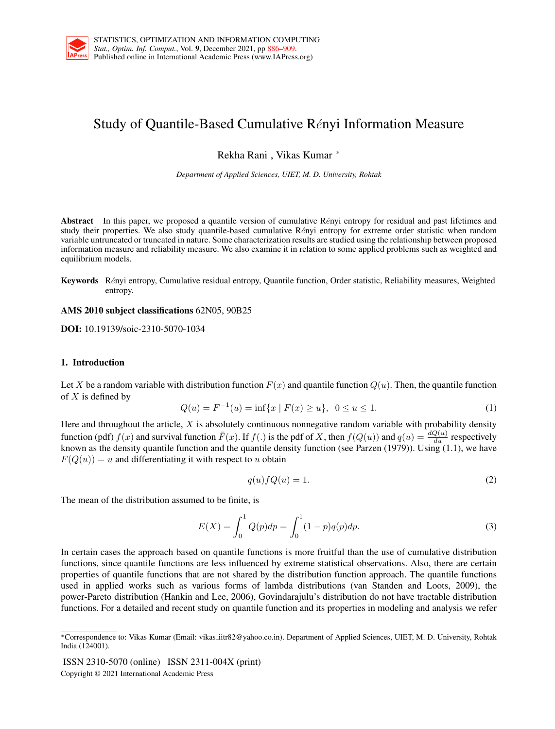# Study of Quantile-Based Cumulative Rényi Information Measure

Rekha Rani , Vikas Kumar *

*Department of Applied Sciences, UIET, M. D. University, Rohtak*

**Abstract** In this paper, we proposed a quantile version of cumulative Rényi entropy for residual and past lifetimes and study their properties. We also study quantile-based cumulative Rényi entropy for extreme order statistic when random variable untruncated or truncated in nature. Some characterization results are studied using the relationship between proposed information measure and reliability measure. We also examine it in relation to some applied problems such as weighted and equilibrium models.

**Keywords** Rényi entropy, Cumulative residual entropy, Quantile function, Order statistic, Reliability measures, Weighted entropy.

**AMS 2010 subject classifications** 62N05, 90B25

**DOI:** 10.19139/soic-2310-5070-1034

## 1. Introduction

Let $X$ be a random variable with distribution function $F(x)$ and quantile function $Q(u)$. Then, the quantile function of $X$ is defined by

$$Q(u) = F^{-1}(u) = \inf\{x \mid F(x) \geq u\}, \quad 0 \leq u \leq 1. \tag{1}$$

Here and throughout the article, $X$ is absolutely continuous nonnegative random variable with probability density function (pdf) $f(x)$ and survival function $\bar{F}(x)$. If $f(.)$ is the pdf of $X$, then $f(Q(u))$ and $q(u) = \frac{dQ(u)}{du}$ respectively known as the density quantile function and the quantile density function (see Parzen (1979)). Using (1.1), we have $F(Q(u)) = u$ and differentiating it with respect to $u$ obtain

$$q(u)fQ(u) = 1. \tag{2}$$

The mean of the distribution assumed to be finite, is

$$E(X) = \int_0^1 Q(p)dp = \int_0^1 (1-p)q(p)dp. \tag{3}$$

In certain cases the approach based on quantile functions is more fruitful than the use of cumulative distribution functions, since quantile functions are less influenced by extreme statistical observations. Also, there are certain properties of quantile functions that are not shared by the distribution function approach. The quantile functions used in applied works such as various forms of lambda distributions (van Standen and Loots, 2009), the power-Pareto distribution (Hankin and Lee, 2006), Govindarajulu's distribution do not have tractable distribution functions. For a detailed and recent study on quantile function and its properties in modeling and analysis we refer

---

*Correspondence to: Vikas Kumar (Email: vikas_iitr82@yahoo.co.in). Department of Applied Sciences, UIET, M. D. University, Rohtak India (124001).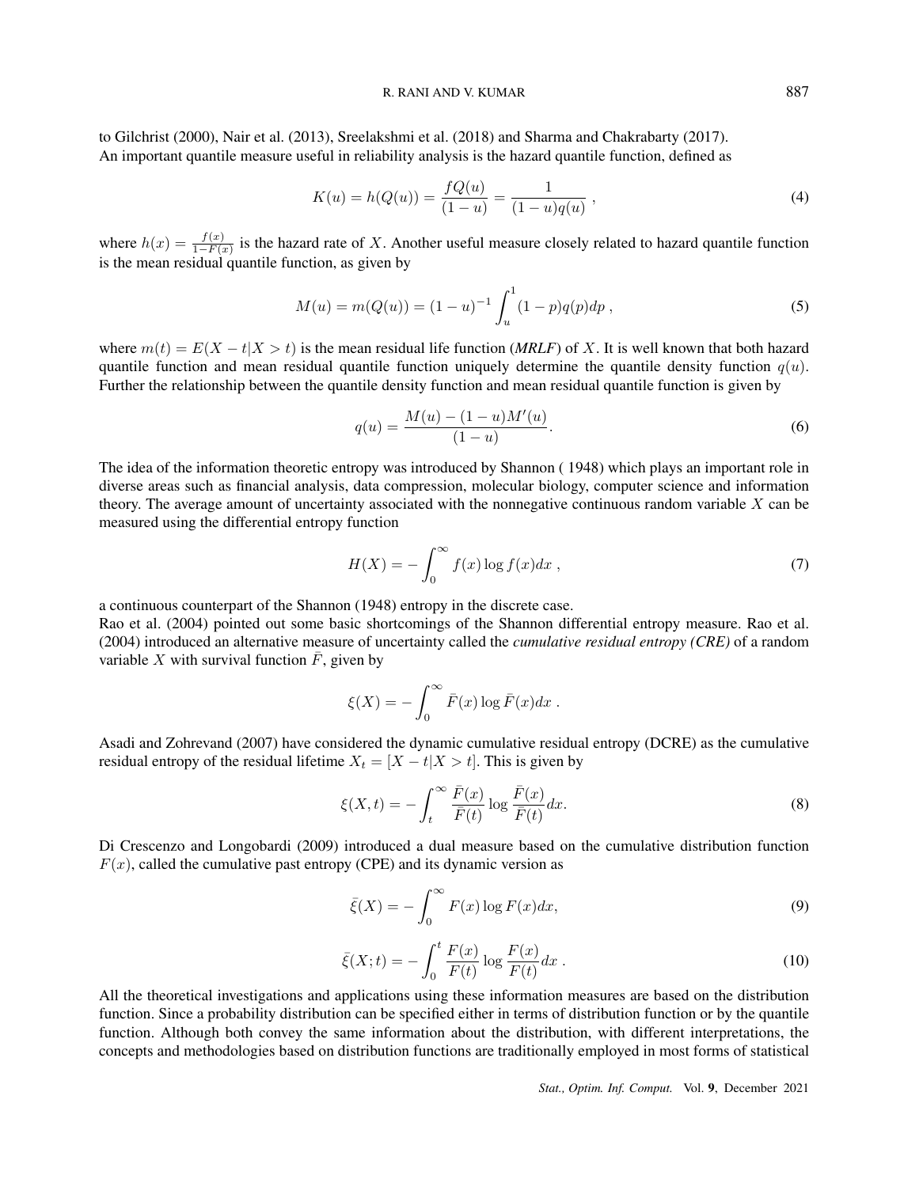to Gilchrist (2000), Nair et al. (2013), Sreelakshmi et al. (2018) and Sharma and Chakrabarty (2017). An important quantile measure useful in reliability analysis is the hazard quantile function, defined as

$$K(u) = h(Q(u)) = \frac{fQ(u)}{(1-u)} = \frac{1}{(1-u)q(u)} \ , \tag{4}$$

where $h(x) = \frac{f(x)}{1-F(x)}$ is the hazard rate of $X$. Another useful measure closely related to hazard quantile function is the mean residual quantile function, as given by

$$M(u) = m(Q(u)) = (1-u)^{-1} \int_u^1 (1-p)q(p)dp \ , \tag{5}$$

where $m(t) = E(X - t|X > t)$ is the mean residual life function (***MRLF***) of $X$. It is well known that both hazard quantile function and mean residual quantile function uniquely determine the quantile density function $q(u)$. Further the relationship between the quantile density function and mean residual quantile function is given by

$$q(u) = \frac{M(u) - (1-u)M'(u)}{(1-u)}. \tag{6}$$

The idea of the information theoretic entropy was introduced by Shannon ( 1948) which plays an important role in diverse areas such as financial analysis, data compression, molecular biology, computer science and information theory. The average amount of uncertainty associated with the nonnegative continuous random variable $X$ can be measured using the differential entropy function

$$H(X) = -\int_0^\infty f(x) \log f(x) dx \ , \tag{7}$$

a continuous counterpart of the Shannon (1948) entropy in the discrete case.
Rao et al. (2004) pointed out some basic shortcomings of the Shannon differential entropy measure. Rao et al. (2004) introduced an alternative measure of uncertainty called the *cumulative residual entropy (CRE)* of a random variable $X$ with survival function $\bar{F}$, given by

$$\xi(X) = -\int_0^\infty \bar{F}(x) \log \bar{F}(x) dx \ .$$

Asadi and Zohrevand (2007) have considered the dynamic cumulative residual entropy (DCRE) as the cumulative residual entropy of the residual lifetime $X_t = [X - t|X > t]$. This is given by

$$\xi(X, t) = -\int_t^\infty \frac{\bar{F}(x)}{\bar{F}(t)} \log \frac{\bar{F}(x)}{\bar{F}(t)} dx. \tag{8}$$

Di Crescenzo and Longobardi (2009) introduced a dual measure based on the cumulative distribution function $F(x)$, called the cumulative past entropy (CPE) and its dynamic version as

$$\bar{\xi}(X) = -\int_0^\infty F(x) \log F(x) dx, \tag{9}$$

$$\bar{\xi}(X; t) = -\int_0^t \frac{F(x)}{F(t)} \log \frac{F(x)}{F(t)} dx \ . \tag{10}$$

All the theoretical investigations and applications using these information measures are based on the distribution function. Since a probability distribution can be specified either in terms of distribution function or by the quantile function. Although both convey the same information about the distribution, with different interpretations, the concepts and methodologies based on distribution functions are traditionally employed in most forms of statistical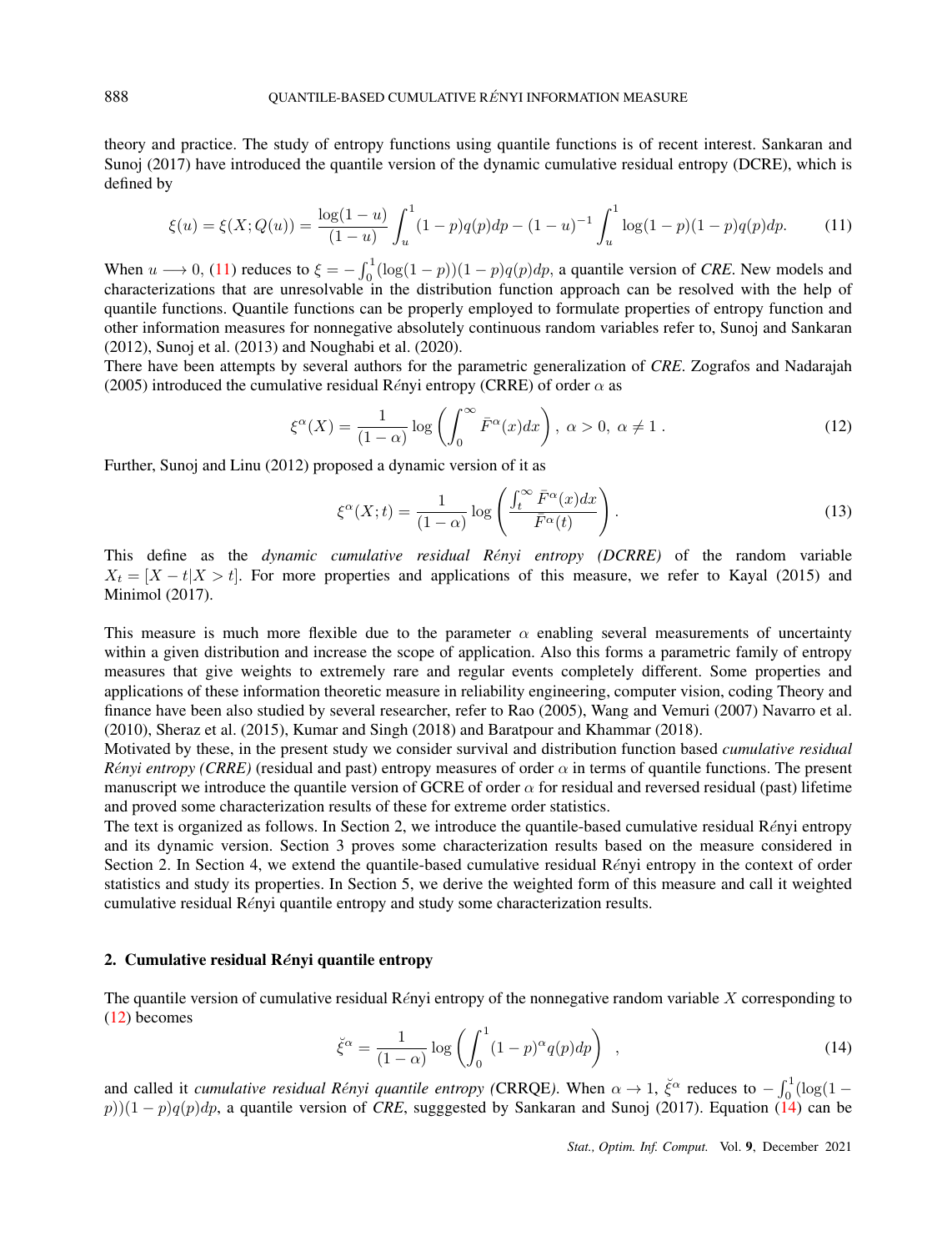theory and practice. The study of entropy functions using quantile functions is of recent interest. Sankaran and Sunoj (2017) have introduced the quantile version of the dynamic cumulative residual entropy (DCRE), which is defined by

$$\xi(u) = \xi(X; Q(u)) = \frac{\log(1-u)}{(1-u)} \int_u^1 (1-p)q(p)dp - (1-u)^{-1} \int_u^1 \log(1-p)(1-p)q(p)dp. \tag{11}$$

When $u \longrightarrow 0$, (11) reduces to $\xi = -\int_0^1 (\log(1-p))(1-p)q(p)dp$, a quantile version of *CRE*. New models and characterizations that are unresolvable in the distribution function approach can be resolved with the help of quantile functions. Quantile functions can be properly employed to formulate properties of entropy function and other information measures for nonnegative absolutely continuous random variables refer to, Sunoj and Sankaran (2012), Sunoj et al. (2013) and Noughabi et al. (2020).

There have been attempts by several authors for the parametric generalization of *CRE*. Zografos and Nadarajah (2005) introduced the cumulative residual Rényi entropy (CRRE) of order $\alpha$ as

$$\xi^{\alpha}(X) = \frac{1}{(1-\alpha)} \log\left(\int_0^{\infty} \bar{F}^{\alpha}(x)dx\right), \ \alpha > 0, \ \alpha \neq 1 \ . \tag{12}$$

Further, Sunoj and Linu (2012) proposed a dynamic version of it as

$$\xi^{\alpha}(X; t) = \frac{1}{(1-\alpha)} \log\left(\frac{\int_t^{\infty} \bar{F}^{\alpha}(x)dx}{\bar{F}^{\alpha}(t)}\right). \tag{13}$$

This define as the *dynamic cumulative residual Rényi entropy (DCRRE)* of the random variable $X_t = [X - t | X > t]$. For more properties and applications of this measure, we refer to Kayal (2015) and Minimol (2017).

This measure is much more flexible due to the parameter $\alpha$ enabling several measurements of uncertainty within a given distribution and increase the scope of application. Also this forms a parametric family of entropy measures that give weights to extremely rare and regular events completely different. Some properties and applications of these information theoretic measure in reliability engineering, computer vision, coding Theory and finance have been also studied by several researcher, refer to Rao (2005), Wang and Vemuri (2007) Navarro et al. (2010), Sheraz et al. (2015), Kumar and Singh (2018) and Baratpour and Khammar (2018).

Motivated by these, in the present study we consider survival and distribution function based *cumulative residual Rényi entropy (CRRE)* (residual and past) entropy measures of order $\alpha$ in terms of quantile functions. The present manuscript we introduce the quantile version of GCRE of order $\alpha$ for residual and reversed residual (past) lifetime and proved some characterization results of these for extreme order statistics.

The text is organized as follows. In Section 2, we introduce the quantile-based cumulative residual Rényi entropy and its dynamic version. Section 3 proves some characterization results based on the measure considered in Section 2. In Section 4, we extend the quantile-based cumulative residual Rényi entropy in the context of order statistics and study its properties. In Section 5, we derive the weighted form of this measure and call it weighted cumulative residual Rényi quantile entropy and study some characterization results.

## 2. Cumulative residual Rényi quantile entropy

The quantile version of cumulative residual Rényi entropy of the nonnegative random variable $X$ corresponding to (12) becomes

$$\breve{\xi}^{\alpha} = \frac{1}{(1-\alpha)} \log\left(\int_0^1 (1-p)^{\alpha} q(p)dp\right) \ , \tag{14}$$

and called it *cumulative residual Rényi quantile entropy (*CRRQE*)*. When $\alpha \to 1$, $\breve{\xi}^{\alpha}$ reduces to $-\int_0^1 (\log(1-p))(1-p)q(p)dp$, a quantile version of *CRE*, sugggested by Sankaran and Sunoj (2017). Equation (14) can be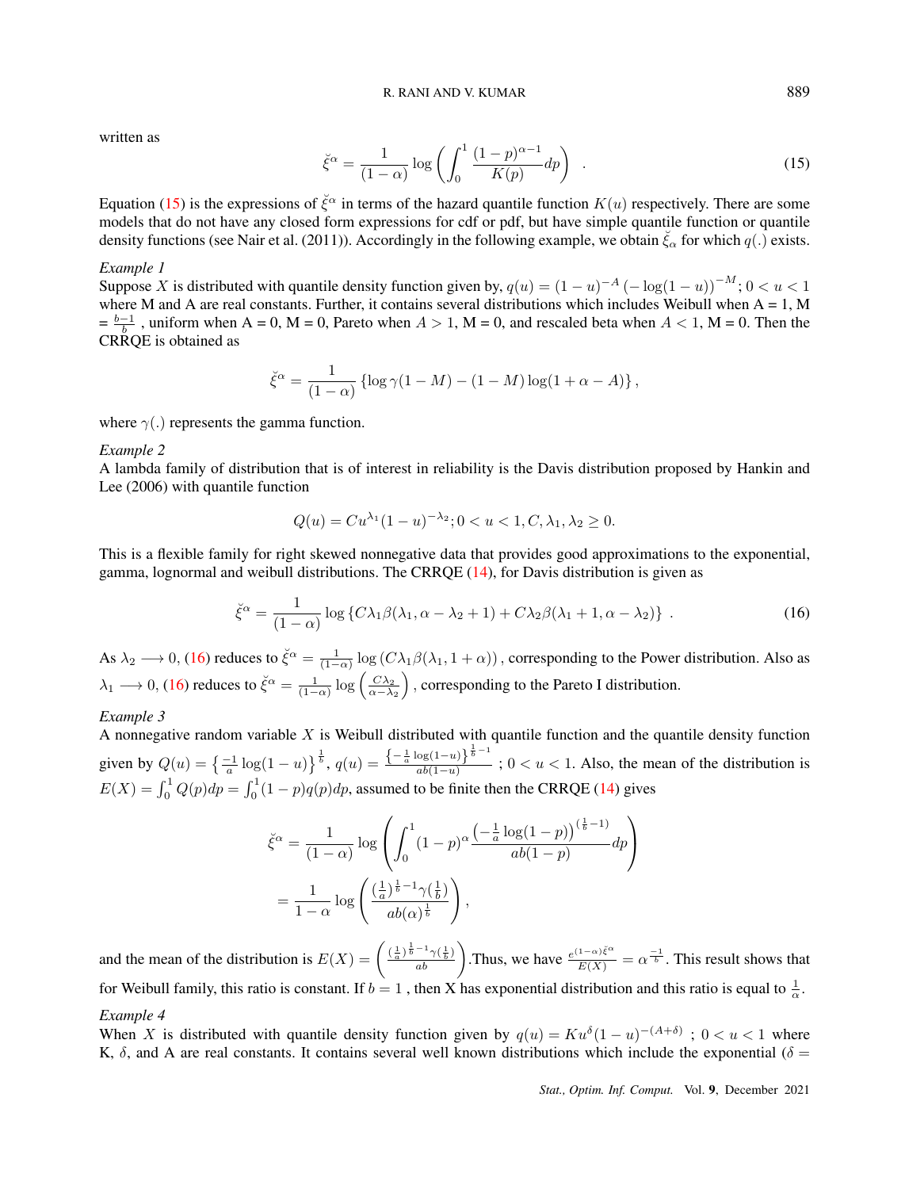written as

$$
\breve{\xi}^{\alpha} = \frac{1}{(1-\alpha)} \log \left( \int_0^1 \frac{(1-p)^{\alpha-1}}{K(p)} dp \right) \quad . \tag{15}
$$

Equation (15) is the expressions of $\breve{\xi}^{\alpha}$ in terms of the hazard quantile function $K(u)$ respectively. There are some models that do not have any closed form expressions for cdf or pdf, but have simple quantile function or quantile density functions (see Nair et al. (2011)). Accordingly in the following example, we obtain $\breve{\xi}_{\alpha}$ for which $q(.)$ exists.

*Example 1*
Suppose $X$ is distributed with quantile density function given by, $q(u) = (1-u)^{-A} \left(-\log(1-u)\right)^{-M}; 0 < u < 1$ where M and A are real constants. Further, it contains several distributions which includes Weibull when A = 1, M = $\frac{b-1}{b}$ , uniform when A = 0, M = 0, Pareto when $A > 1$, M = 0, and rescaled beta when $A < 1$, M = 0. Then the CRRQE is obtained as

$$
\breve{\xi}^{\alpha} = \frac{1}{(1-\alpha)} \left\{ \log \gamma(1-M) - (1-M) \log(1+\alpha-A) \right\},
$$

where $\gamma(.)$ represents the gamma function.

*Example 2*
A lambda family of distribution that is of interest in reliability is the Davis distribution proposed by Hankin and Lee (2006) with quantile function

$$
Q(u) = Cu^{\lambda_1}(1-u)^{-\lambda_2}; 0 < u < 1, C, \lambda_1, \lambda_2 \geq 0.
$$

This is a flexible family for right skewed nonnegative data that provides good approximations to the exponential, gamma, lognormal and weibull distributions. The CRRQE (14), for Davis distribution is given as

$$
\breve{\xi}^{\alpha} = \frac{1}{(1-\alpha)} \log \left\{ C\lambda_1 \beta(\lambda_1, \alpha - \lambda_2 + 1) + C\lambda_2 \beta(\lambda_1 + 1, \alpha - \lambda_2) \right\} \ . \tag{16}
$$

As $\lambda_2 \longrightarrow 0$, (16) reduces to $\breve{\xi}^{\alpha} = \frac{1}{(1-\alpha)} \log \left( C\lambda_1 \beta(\lambda_1, 1+\alpha) \right)$, corresponding to the Power distribution. Also as $\lambda_1 \longrightarrow 0$, (16) reduces to $\breve{\xi}^{\alpha} = \frac{1}{(1-\alpha)} \log \left( \frac{C\lambda_2}{\alpha - \lambda_2} \right)$, corresponding to the Pareto I distribution.

*Example 3*
A nonnegative random variable $X$ is Weibull distributed with quantile function and the quantile density function given by $Q(u) = \left\{ \frac{-1}{a} \log(1-u) \right\}^{\frac{1}{b}}$, $q(u) = \frac{\left\{ -\frac{1}{a} \log(1-u) \right\}^{\frac{1}{b}-1}}{ab(1-u)}$ ; $0 < u < 1$. Also, the mean of the distribution is $E(X) = \int_0^1 Q(p)dp = \int_0^1 (1-p)q(p)dp$, assumed to be finite then the CRRQE (14) gives

$$
\begin{aligned}
\breve{\xi}^{\alpha} &= \frac{1}{(1-\alpha)} \log \left( \int_0^1 (1-p)^{\alpha} \frac{\left(-\frac{1}{a}\log(1-p)\right)^{(\frac{1}{b}-1)}}{ab(1-p)} dp \right) \\
&= \frac{1}{1-\alpha} \log \left( \frac{(\frac{1}{a})^{\frac{1}{b}-1} \gamma(\frac{1}{b})}{ab(\alpha)^{\frac{1}{b}}} \right),
\end{aligned}
$$

and the mean of the distribution is $E(X) = \left( \frac{(\frac{1}{a})^{\frac{1}{b}-1}\gamma(\frac{1}{b})}{ab} \right)$.Thus, we have $\frac{e^{(1-\alpha)\breve{\xi}^{\alpha}}}{E(X)} = \alpha^{\frac{-1}{b}}$. This result shows that for Weibull family, this ratio is constant. If $b = 1$ , then X has exponential distribution and this ratio is equal to $\frac{1}{\alpha}$.

*Example 4*
When $X$ is distributed with quantile density function given by $q(u) = Ku^{\delta}(1-u)^{-(A+\delta)}$ ; $0 < u < 1$ where K, $\delta$, and A are real constants. It contains several well known distributions which include the exponential ($\delta =$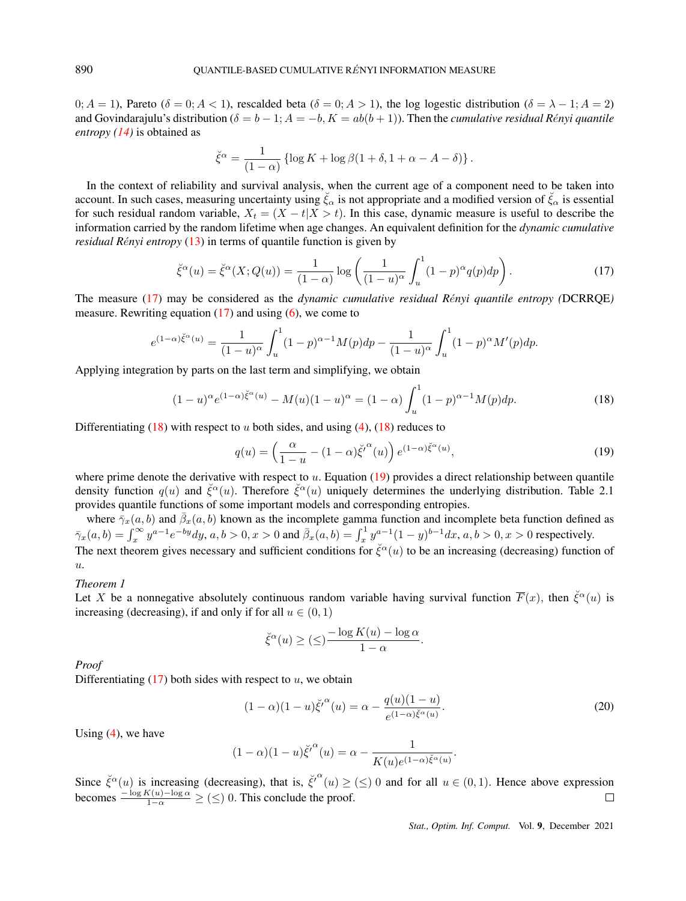0; $A = 1$), Pareto ($\delta = 0; A < 1$), rescalded beta ($\delta = 0; A > 1$), the log logestic distribution ($\delta = \lambda - 1; A = 2$) and Govindarajulu's distribution ($\delta = b - 1; A = -b, K = ab(b+1)$). Then the *cumulative residual Rényi quantile entropy (14)* is obtained as

$$\breve{\xi}^{\alpha} = \frac{1}{(1-\alpha)} \left\{ \log K + \log \beta(1+\delta, 1+\alpha-A-\delta) \right\}.$$

In the context of reliability and survival analysis, when the current age of a component need to be taken into account. In such cases, measuring uncertainty using $\breve{\xi}_{\alpha}$ is not appropriate and a modified version of $\breve{\xi}_{\alpha}$ is essential for such residual random variable, $X_t = (X - t|X > t)$. In this case, dynamic measure is useful to describe the information carried by the random lifetime when age changes. An equivalent definition for the *dynamic cumulative residual Rényi entropy* (13) in terms of quantile function is given by

$$\breve{\xi}^{\alpha}(u) = \breve{\xi}^{\alpha}(X; Q(u)) = \frac{1}{(1-\alpha)} \log \left( \frac{1}{(1-u)^{\alpha}} \int_u^1 (1-p)^{\alpha} q(p) dp \right). \tag{17}$$

The measure (17) may be considered as the *dynamic cumulative residual Rényi quantile entropy (*DCRRQE*)* measure. Rewriting equation (17) and using (6), we come to

$$e^{(1-\alpha)\breve{\xi}^{\alpha}(u)} = \frac{1}{(1-u)^{\alpha}} \int_u^1 (1-p)^{\alpha-1} M(p) dp - \frac{1}{(1-u)^{\alpha}} \int_u^1 (1-p)^{\alpha} M'(p) dp.$$

Applying integration by parts on the last term and simplifying, we obtain

$$(1-u)^{\alpha} e^{(1-\alpha)\breve{\xi}^{\alpha}(u)} - M(u)(1-u)^{\alpha} = (1-\alpha) \int_u^1 (1-p)^{\alpha-1} M(p) dp. \tag{18}$$

Differentiating (18) with respect to $u$ both sides, and using (4), (18) reduces to

$$q(u) = \left( \frac{\alpha}{1-u} - (1-\alpha)\breve{\xi}'^{\alpha}(u) \right) e^{(1-\alpha)\breve{\xi}^{\alpha}(u)}, \tag{19}$$

where prime denote the derivative with respect to $u$. Equation (19) provides a direct relationship between quantile density function $q(u)$ and $\breve{\xi}^{\alpha}(u)$. Therefore $\breve{\xi}^{\alpha}(u)$ uniquely determines the underlying distribution. Table 2.1 provides quantile functions of some important models and corresponding entropies.

where $\bar{\gamma}_x(a, b)$ and $\bar{\beta}_x(a, b)$ known as the incomplete gamma function and incomplete beta function defined as $\bar{\gamma}_x(a, b) = \int_x^{\infty} y^{a-1} e^{-by} dy$, $a, b > 0, x > 0$ and $\bar{\beta}_x(a, b) = \int_x^1 y^{a-1}(1-y)^{b-1} dx$, $a, b > 0, x > 0$ respectively. The next theorem gives necessary and sufficient conditions for $\breve{\xi}^{\alpha}(u)$ to be an increasing (decreasing) function of $u$.

*Theorem 1*

Let $X$ be a nonnegative absolutely continuous random variable having survival function $\overline{F}(x)$, then $\breve{\xi}^{\alpha}(u)$ is increasing (decreasing), if and only if for all $u \in (0, 1)$

$$\breve{\xi}^{\alpha}(u) \geq (\leq) \frac{-\log K(u) - \log \alpha}{1-\alpha}.$$

*Proof*

Differentiating (17) both sides with respect to $u$, we obtain

$$(1-\alpha)(1-u)\breve{\xi}'^{\alpha}(u) = \alpha - \frac{q(u)(1-u)}{e^{(1-\alpha)\breve{\xi}^{\alpha}(u)}}. \tag{20}$$

Using (4), we have

$$(1-\alpha)(1-u)\breve{\xi}'^{\alpha}(u) = \alpha - \frac{1}{K(u) e^{(1-\alpha)\breve{\xi}^{\alpha}(u)}}.$$

Since $\breve{\xi}^{\alpha}(u)$ is increasing (decreasing), that is, $\breve{\xi}'^{\alpha}(u) \geq (\leq)\ 0$ and for all $u \in (0, 1)$. Hence above expression becomes $\frac{-\log K(u) - \log \alpha}{1-\alpha} \geq (\leq)\ 0$. This conclude the proof. □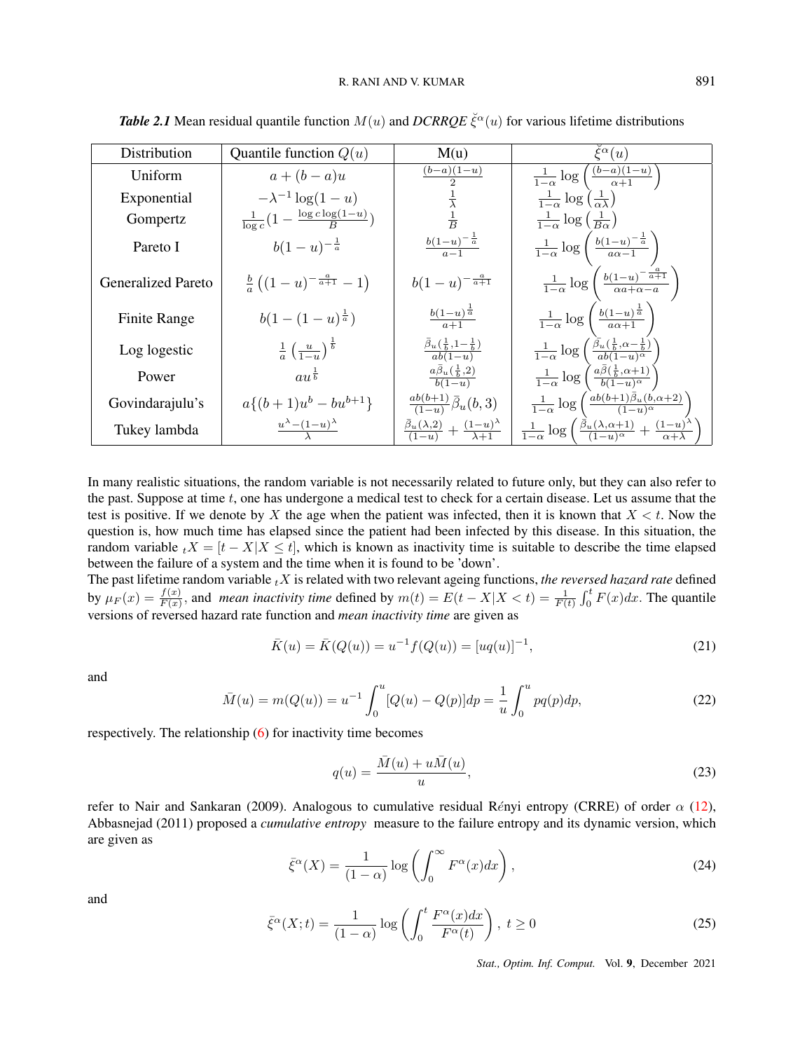***Table 2.1*** Mean residual quantile function $M(u)$ and *DCRRQE* $\breve{\xi}^{\alpha}(u)$ for various lifetime distributions

| Distribution | Quantile function $Q(u)$ | M(u) | $\breve{\xi}^{\alpha}(u)$ |
|---|---|---|---|
| Uniform | $a+(b-a)u$ | $\frac{(b-a)(1-u)}{2}$ | $\frac{1}{1-\alpha}\log\left(\frac{(b-a)(1-u)}{\alpha+1}\right)$ |
| Exponential | $-\lambda^{-1}\log(1-u)$ | $\frac{1}{\lambda}$ | $\frac{1}{1-\alpha}\log\left(\frac{1}{\alpha\lambda}\right)$ |
| Gompertz | $\frac{1}{\log c}(1-\frac{\log c\log(1-u)}{B})$ | $\frac{1}{B}$ | $\frac{1}{1-\alpha}\log\left(\frac{1}{B\alpha}\right)$ |
| Pareto I | $b(1-u)^{-\frac{1}{a}}$ | $\frac{b(1-u)^{-\frac{1}{a}}}{a-1}$ | $\frac{1}{1-\alpha}\log\left(\frac{b(1-u)^{-\frac{1}{a}}}{a\alpha-1}\right)$ |
| Generalized Pareto | $\frac{b}{a}\left((1-u)^{-\frac{a}{a+1}}-1\right)$ | $b(1-u)^{-\frac{a}{a+1}}$ | $\frac{1}{1-\alpha}\log\left(\frac{b(1-u)^{-\frac{a}{a+1}}}{\alpha a+\alpha-a}\right)$ |
| Finite Range | $b(1-(1-u)^{\frac{1}{a}})$ | $\frac{b(1-u)^{\frac{1}{a}}}{a+1}$ | $\frac{1}{1-\alpha}\log\left(\frac{b(1-u)^{\frac{1}{a}}}{a\alpha+1}\right)$ |
| Log logestic | $\frac{1}{a}\left(\frac{u}{1-u}\right)^{\frac{1}{b}}$ | $\frac{\bar{\beta}_u(\frac{1}{b},1-\frac{1}{b})}{ab(1-u)}$ | $\frac{1}{1-\alpha}\log\left(\frac{\bar{\beta}_u(\frac{1}{b},\alpha-\frac{1}{b})}{ab(1-u)^{\alpha}}\right)$ |
| Power | $au^{\frac{1}{b}}$ | $\frac{a\bar{\beta}_u(\frac{1}{b},2)}{b(1-u)}$ | $\frac{1}{1-\alpha}\log\left(\frac{a\bar{\beta}(\frac{1}{b},\alpha+1)}{b(1-u)^{\alpha}}\right)$ |
| Govindarajulu's | $a\{(b+1)u^b-bu^{b+1}\}$ | $\frac{ab(b+1)}{(1-u)}\bar{\beta}_u(b,3)$ | $\frac{1}{1-\alpha}\log\left(\frac{ab(b+1)\bar{\beta}_u(b,\alpha+2)}{(1-u)^{\alpha}}\right)$ |
| Tukey lambda | $\frac{u^{\lambda}-(1-u)^{\lambda}}{\lambda}$ | $\frac{\bar{\beta}_u(\lambda,2)}{(1-u)}+\frac{(1-u)^{\lambda}}{\lambda+1}$ | $\frac{1}{1-\alpha}\log\left(\frac{\bar{\beta}_u(\lambda,\alpha+1)}{(1-u)^{\alpha}}+\frac{(1-u)^{\lambda}}{\alpha+\lambda}\right)$ |

In many realistic situations, the random variable is not necessarily related to future only, but they can also refer to the past. Suppose at time $t$, one has undergone a medical test to check for a certain disease. Let us assume that the test is positive. If we denote by $X$ the age when the patient was infected, then it is known that $X < t$. Now the question is, how much time has elapsed since the patient had been infected by this disease. In this situation, the random variable ${}_tX = [t - X|X \leq t]$, which is known as inactivity time is suitable to describe the time elapsed between the failure of a system and the time when it is found to be 'down'.
The past lifetime random variable ${}_tX$ is related with two relevant ageing functions, *the reversed hazard rate* defined by $\mu_F(x) = \frac{f(x)}{F(x)}$, and *mean inactivity time* defined by $m(t) = E(t - X|X < t) = \frac{1}{F(t)}\int_0^t F(x)dx$. The quantile versions of reversed hazard rate function and *mean inactivity time* are given as

$$\bar{K}(u) = \bar{K}(Q(u)) = u^{-1}f(Q(u)) = [uq(u)]^{-1}, \tag{21}$$

and

$$\bar{M}(u) = m(Q(u)) = u^{-1}\int_0^u [Q(u) - Q(p)]dp = \frac{1}{u}\int_0^u pq(p)dp, \tag{22}$$

respectively. The relationship (6) for inactivity time becomes

$$q(u) = \frac{\bar{M}(u) + u\bar{M}(u)}{u}, \tag{23}$$

refer to Nair and Sankaran (2009). Analogous to cumulative residual Rényi entropy (CRRE) of order $\alpha$ (12), Abbasnejad (2011) proposed a *cumulative entropy* measure to the failure entropy and its dynamic version, which are given as

$$\bar{\xi}^{\alpha}(X) = \frac{1}{(1-\alpha)}\log\left(\int_0^{\infty} F^{\alpha}(x)dx\right), \tag{24}$$

and

$$\bar{\xi}^{\alpha}(X;t) = \frac{1}{(1-\alpha)}\log\left(\int_0^{t} \frac{F^{\alpha}(x)dx}{F^{\alpha}(t)}\right), \; t \geq 0 \tag{25}$$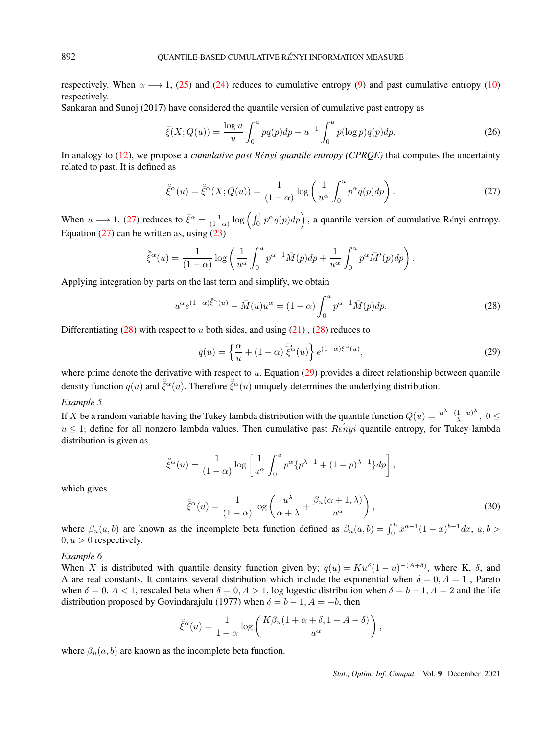respectively. When $\alpha \longrightarrow 1$, (25) and (24) reduces to cumulative entropy (9) and past cumulative entropy (10) respectively.

Sankaran and Sunoj (2017) have considered the quantile version of cumulative past entropy as

$$\bar{\xi}(X;Q(u)) = \frac{\log u}{u}\int_0^u pq(p)dp - u^{-1}\int_0^u p(\log p)q(p)dp. \tag{26}$$

In analogy to (12), we propose a *cumulative past Rényi quantile entropy (CPRQE)* that computes the uncertainty related to past. It is defined as

$$\breve{\bar{\xi}}^{\alpha}(u) = \breve{\bar{\xi}}^{\alpha}(X;Q(u)) = \frac{1}{(1-\alpha)}\log\left(\frac{1}{u^{\alpha}}\int_0^u p^{\alpha}q(p)dp\right). \tag{27}$$

When $u \longrightarrow 1$, (27) reduces to $\bar{\xi}^{\alpha} = \frac{1}{(1-\alpha)}\log\left(\int_0^1 p^{\alpha}q(p)dp\right)$, a quantile version of cumulative Rényi entropy. Equation (27) can be written as, using (23)

$$\breve{\bar{\xi}}^{\alpha}(u) = \frac{1}{(1-\alpha)}\log\left(\frac{1}{u^{\alpha}}\int_0^u p^{\alpha-1}\bar{M}(p)dp + \frac{1}{u^{\alpha}}\int_0^u p^{\alpha}\bar{M}'(p)dp\right).$$

Applying integration by parts on the last term and simplify, we obtain

$$u^{\alpha}e^{(1-\alpha)\breve{\bar{\xi}}^{\alpha}(u)} - \bar{M}(u)u^{\alpha} = (1-\alpha)\int_0^u p^{\alpha-1}\bar{M}(p)dp. \tag{28}$$

Differentiating (28) with respect to $u$ both sides, and using (21) , (28) reduces to

$$q(u) = \left\{\frac{\alpha}{u} + (1-\alpha)\,\breve{\bar{\xi}}'^{\alpha}(u)\right\}e^{(1-\alpha)\breve{\bar{\xi}}^{\alpha}(u)}, \tag{29}$$

where prime denote the derivative with respect to $u$. Equation (29) provides a direct relationship between quantile density function $q(u)$ and $\breve{\bar{\xi}}^{\alpha}(u)$. Therefore $\breve{\bar{\xi}}^{\alpha}(u)$ uniquely determines the underlying distribution.

*Example 5*

If $X$ be a random variable having the Tukey lambda distribution with the quantile function $Q(u) = \frac{u^{\lambda}-(1-u)^{\lambda}}{\lambda}$, $0 \leq u \leq 1$; define for all nonzero lambda values. Then cumulative past *Rényi* quantile entropy, for Tukey lambda distribution is given as

$$\breve{\bar{\xi}}^{\alpha}(u) = \frac{1}{(1-\alpha)}\log\left[\frac{1}{u^{\alpha}}\int_0^u p^{\alpha}\{p^{\lambda-1} + (1-p)^{\lambda-1}\}dp\right],$$

which gives

$$\breve{\bar{\xi}}^{\alpha}(u) = \frac{1}{(1-\alpha)}\log\left(\frac{u^{\lambda}}{\alpha+\lambda} + \frac{\beta_u(\alpha+1,\lambda)}{u^{\alpha}}\right), \tag{30}$$

where $\beta_u(a,b)$ are known as the incomplete beta function defined as $\beta_u(a,b) = \int_0^u x^{a-1}(1-x)^{b-1}dx$, $a,b > 0, u > 0$ respectively.

*Example 6*

When $X$ is distributed with quantile density function given by; $q(u) = Ku^{\delta}(1-u)^{-(A+\delta)}$, where K, $\delta$, and A are real constants. It contains several distribution which include the exponential when $\delta = 0, A = 1$ , Pareto when $\delta = 0$, $A < 1$, rescaled beta when $\delta = 0, A > 1$, log logestic distribution when $\delta = b-1, A = 2$ and the life distribution proposed by Govindarajulu (1977) when $\delta = b-1, A = -b$, then

$$\breve{\bar{\xi}}^{\alpha}(u) = \frac{1}{1-\alpha}\log\left(\frac{K\beta_u(1+\alpha+\delta, 1-A-\delta)}{u^{\alpha}}\right),$$

where $\beta_u(a,b)$ are known as the incomplete beta function.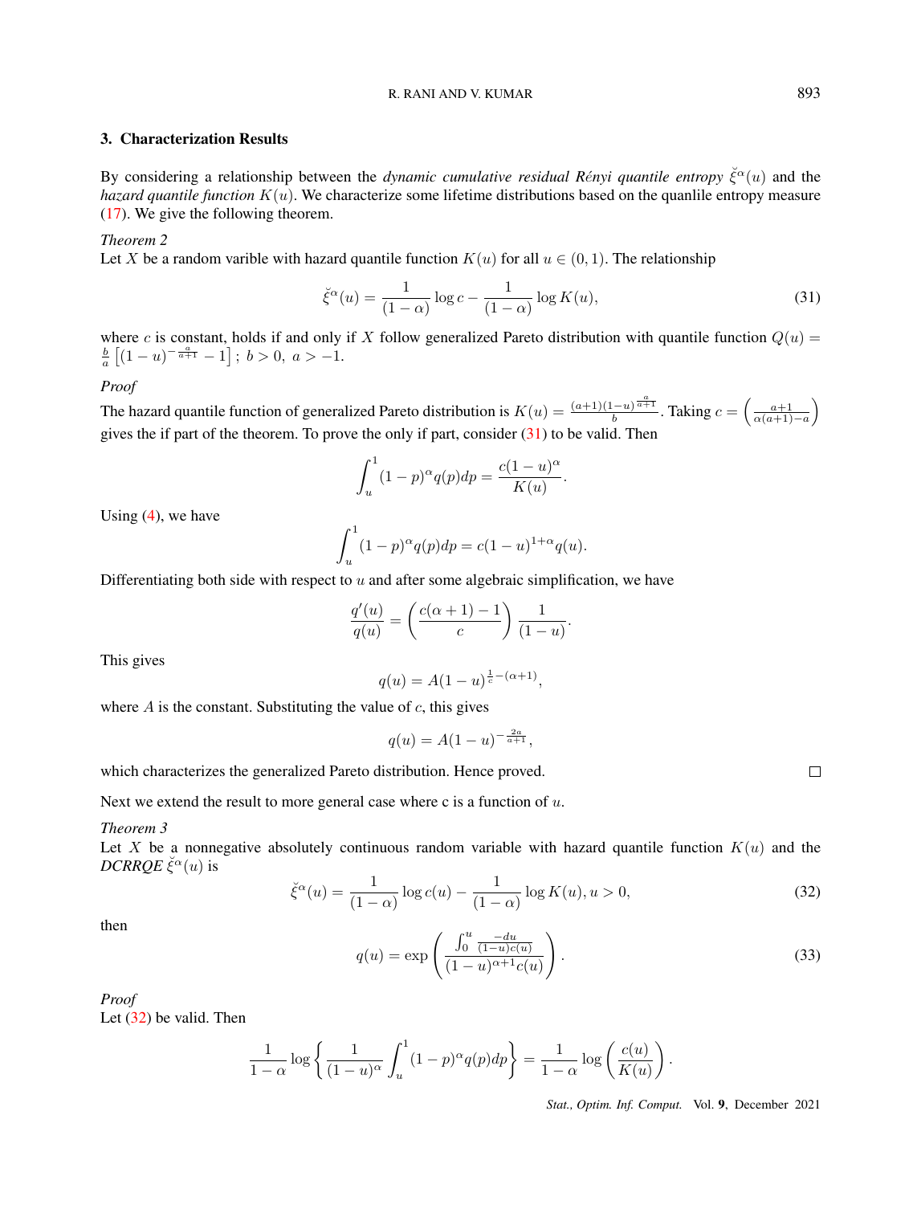## 3. Characterization Results

By considering a relationship between the *dynamic cumulative residual Rényi quantile entropy* $\breve{\xi}^{\alpha}(u)$ and the *hazard quantile function* $K(u)$. We characterize some lifetime distributions based on the quanlile entropy measure (17). We give the following theorem.

*Theorem 2*
Let $X$ be a random varible with hazard quantile function $K(u)$ for all $u \in (0,1)$. The relationship

$$\breve{\xi}^{\alpha}(u) = \frac{1}{(1-\alpha)}\log c - \frac{1}{(1-\alpha)}\log K(u), \tag{31}$$

where $c$ is constant, holds if and only if $X$ follow generalized Pareto distribution with quantile function $Q(u) = \frac{b}{a}\left[(1-u)^{-\frac{a}{a+1}} - 1\right];\ b > 0,\ a > -1.$

*Proof*
The hazard quantile function of generalized Pareto distribution is $K(u) = \frac{(a+1)(1-u)^{\frac{a}{a+1}}}{b}$. Taking $c = \left(\frac{a+1}{\alpha(a+1)-a}\right)$ gives the if part of the theorem. To prove the only if part, consider (31) to be valid. Then

$$\int_u^1 (1-p)^{\alpha} q(p)dp = \frac{c(1-u)^{\alpha}}{K(u)}.$$

Using (4), we have

$$\int_u^1 (1-p)^{\alpha} q(p)dp = c(1-u)^{1+\alpha} q(u).$$

Differentiating both side with respect to $u$ and after some algebraic simplification, we have

$$\frac{q'(u)}{q(u)} = \left(\frac{c(\alpha+1)-1}{c}\right)\frac{1}{(1-u)}.$$

This gives

$$q(u) = A(1-u)^{\frac{1}{c}-(\alpha+1)},$$

where $A$ is the constant. Substituting the value of $c$, this gives

$$q(u) = A(1-u)^{-\frac{2a}{a+1}},$$

which characterizes the generalized Pareto distribution. Hence proved. □

Next we extend the result to more general case where c is a function of $u$.

*Theorem 3*
Let $X$ be a nonnegative absolutely continuous random variable with hazard quantile function $K(u)$ and the *DCRRQE* $\breve{\xi}^{\alpha}(u)$ is

$$\breve{\xi}^{\alpha}(u) = \frac{1}{(1-\alpha)}\log c(u) - \frac{1}{(1-\alpha)}\log K(u), u > 0, \tag{32}$$

then

$$q(u) = \exp\left(\frac{\int_0^u \frac{-du}{(1-u)c(u)}}{(1-u)^{\alpha+1}c(u)}\right). \tag{33}$$

*Proof*
Let (32) be valid. Then

$$\frac{1}{1-\alpha}\log\left\{\frac{1}{(1-u)^{\alpha}}\int_u^1 (1-p)^{\alpha} q(p)dp\right\} = \frac{1}{1-\alpha}\log\left(\frac{c(u)}{K(u)}\right).$$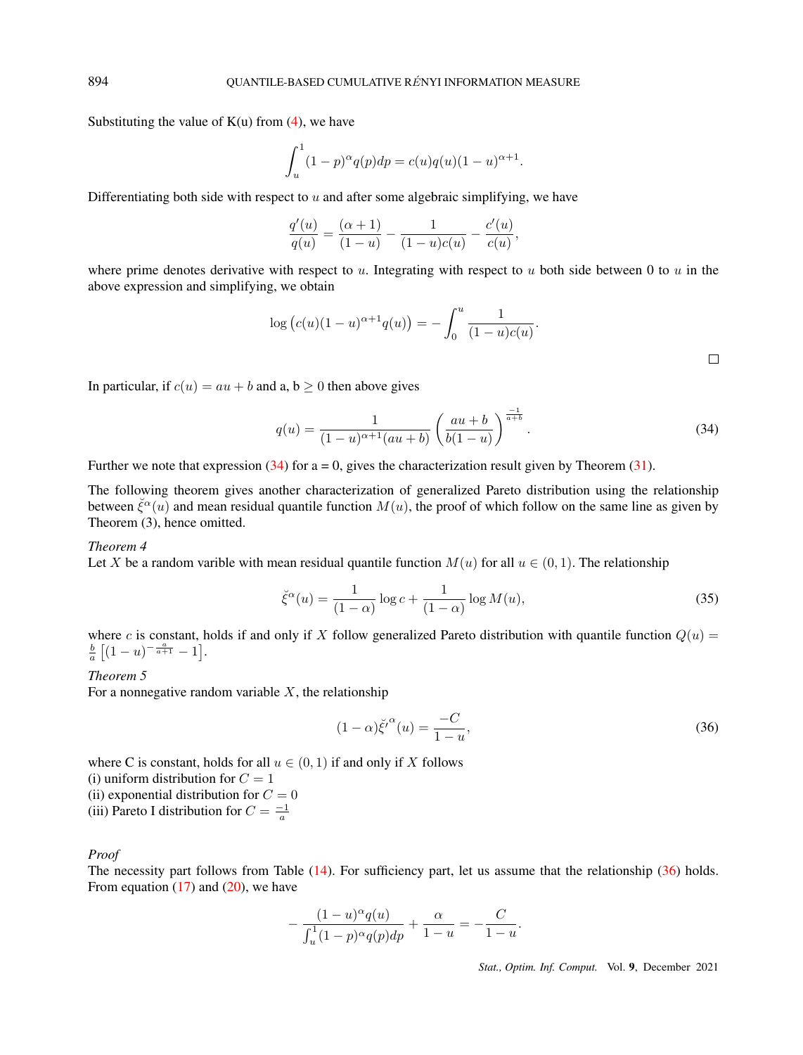Substituting the value of K(u) from (4), we have

$$\int_u^1 (1-p)^\alpha q(p)dp = c(u)q(u)(1-u)^{\alpha+1}.$$

Differentiating both side with respect to $u$ and after some algebraic simplifying, we have

$$\frac{q'(u)}{q(u)} = \frac{(\alpha+1)}{(1-u)} - \frac{1}{(1-u)c(u)} - \frac{c'(u)}{c(u)},$$

where prime denotes derivative with respect to $u$. Integrating with respect to $u$ both side between 0 to $u$ in the above expression and simplifying, we obtain

$$\log\left(c(u)(1-u)^{\alpha+1}q(u)\right) = -\int_0^u \frac{1}{(1-u)c(u)}.$$

□

In particular, if $c(u) = au + b$ and a, b $\geq 0$ then above gives

$$q(u) = \frac{1}{(1-u)^{\alpha+1}(au+b)} \left(\frac{au+b}{b(1-u)}\right)^{\frac{-1}{a+b}}. \tag{34}$$

Further we note that expression (34) for a = 0, gives the characterization result given by Theorem (31).

The following theorem gives another characterization of generalized Pareto distribution using the relationship between $\breve{\xi}^\alpha(u)$ and mean residual quantile function $M(u)$, the proof of which follow on the same line as given by Theorem (3), hence omitted.

*Theorem 4*
Let $X$ be a random varible with mean residual quantile function $M(u)$ for all $u \in (0,1)$. The relationship

$$\breve{\xi}^\alpha(u) = \frac{1}{(1-\alpha)}\log c + \frac{1}{(1-\alpha)}\log M(u), \tag{35}$$

where $c$ is constant, holds if and only if $X$ follow generalized Pareto distribution with quantile function $Q(u) = \frac{b}{a}\left[(1-u)^{-\frac{a}{a+1}} - 1\right]$.

*Theorem 5*
For a nonnegative random variable $X$, the relationship

$$(1-\alpha){\breve{\xi}'}^\alpha(u) = \frac{-C}{1-u}, \tag{36}$$

where C is constant, holds for all $u \in (0,1)$ if and only if $X$ follows
(i) uniform distribution for $C = 1$
(ii) exponential distribution for $C = 0$
(iii) Pareto I distribution for $C = \frac{-1}{a}$

*Proof*
The necessity part follows from Table (14). For sufficiency part, let us assume that the relationship (36) holds. From equation (17) and (20), we have

$$-\frac{(1-u)^\alpha q(u)}{\int_u^1 (1-p)^\alpha q(p)dp} + \frac{\alpha}{1-u} = -\frac{C}{1-u}.$$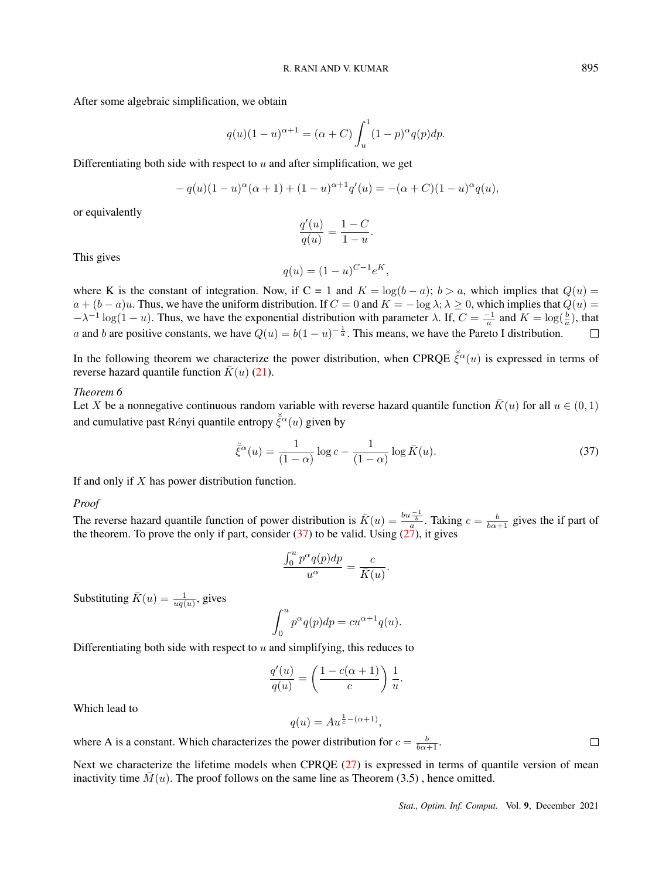After some algebraic simplification, we obtain

$$q(u)(1-u)^{\alpha+1} = (\alpha + C)\int_u^1 (1-p)^{\alpha} q(p)dp.$$

Differentiating both side with respect to $u$ and after simplification, we get

$$-q(u)(1-u)^{\alpha}(\alpha+1) + (1-u)^{\alpha+1}q'(u) = -(\alpha+C)(1-u)^{\alpha}q(u),$$

or equivalently

$$\frac{q'(u)}{q(u)} = \frac{1-C}{1-u}.$$

This gives

$$q(u) = (1-u)^{C-1}e^{K},$$

where K is the constant of integration. Now, if C = 1 and $K = \log(b-a)$; $b > a$, which implies that $Q(u) = a + (b-a)u$. Thus, we have the uniform distribution. If $C = 0$ and $K = -\log\lambda$; $\lambda \geq 0$, which implies that $Q(u) = -\lambda^{-1}\log(1-u)$. Thus, we have the exponential distribution with parameter $\lambda$. If, $C = \frac{-1}{a}$ and $K = \log(\frac{b}{a})$, that $a$ and $b$ are positive constants, we have $Q(u) = b(1-u)^{-\frac{1}{a}}$. This means, we have the Pareto I distribution. ☐

In the following theorem we characterize the power distribution, when CPRQE $\breve{\xi}^{\alpha}(u)$ is expressed in terms of reverse hazard quantile function $\bar{K}(u)$ (21).

*Theorem 6*

Let $X$ be a nonnegative continuous random variable with reverse hazard quantile function $\bar{K}(u)$ for all $u \in (0,1)$ and cumulative past Rényi quantile entropy $\breve{\xi}^{\alpha}(u)$ given by

$$\breve{\xi}^{\alpha}(u) = \frac{1}{(1-\alpha)}\log c - \frac{1}{(1-\alpha)}\log \bar{K}(u). \tag{37}$$

If and only if $X$ has power distribution function.

*Proof*

The reverse hazard quantile function of power distribution is $\bar{K}(u) = \frac{bu^{\frac{-1}{b}}}{a}$. Taking $c = \frac{b}{b\alpha+1}$ gives the if part of the theorem. To prove the only if part, consider (37) to be valid. Using (27), it gives

$$\frac{\int_0^u p^{\alpha}q(p)dp}{u^{\alpha}} = \frac{c}{\bar{K}(u)}.$$

Substituting $\bar{K}(u) = \frac{1}{uq(u)}$, gives

$$\int_0^u p^{\alpha}q(p)dp = cu^{\alpha+1}q(u).$$

Differentiating both side with respect to $u$ and simplifying, this reduces to

$$\frac{q'(u)}{q(u)} = \left(\frac{1-c(\alpha+1)}{c}\right)\frac{1}{u}.$$

Which lead to

$$q(u) = Au^{\frac{1}{c}-(\alpha+1)},$$

where A is a constant. Which characterizes the power distribution for $c = \frac{b}{b\alpha+1}$. ☐

Next we characterize the lifetime models when CPRQE (27) is expressed in terms of quantile version of mean inactivity time $\bar{M}(u)$. The proof follows on the same line as Theorem (3.5) , hence omitted.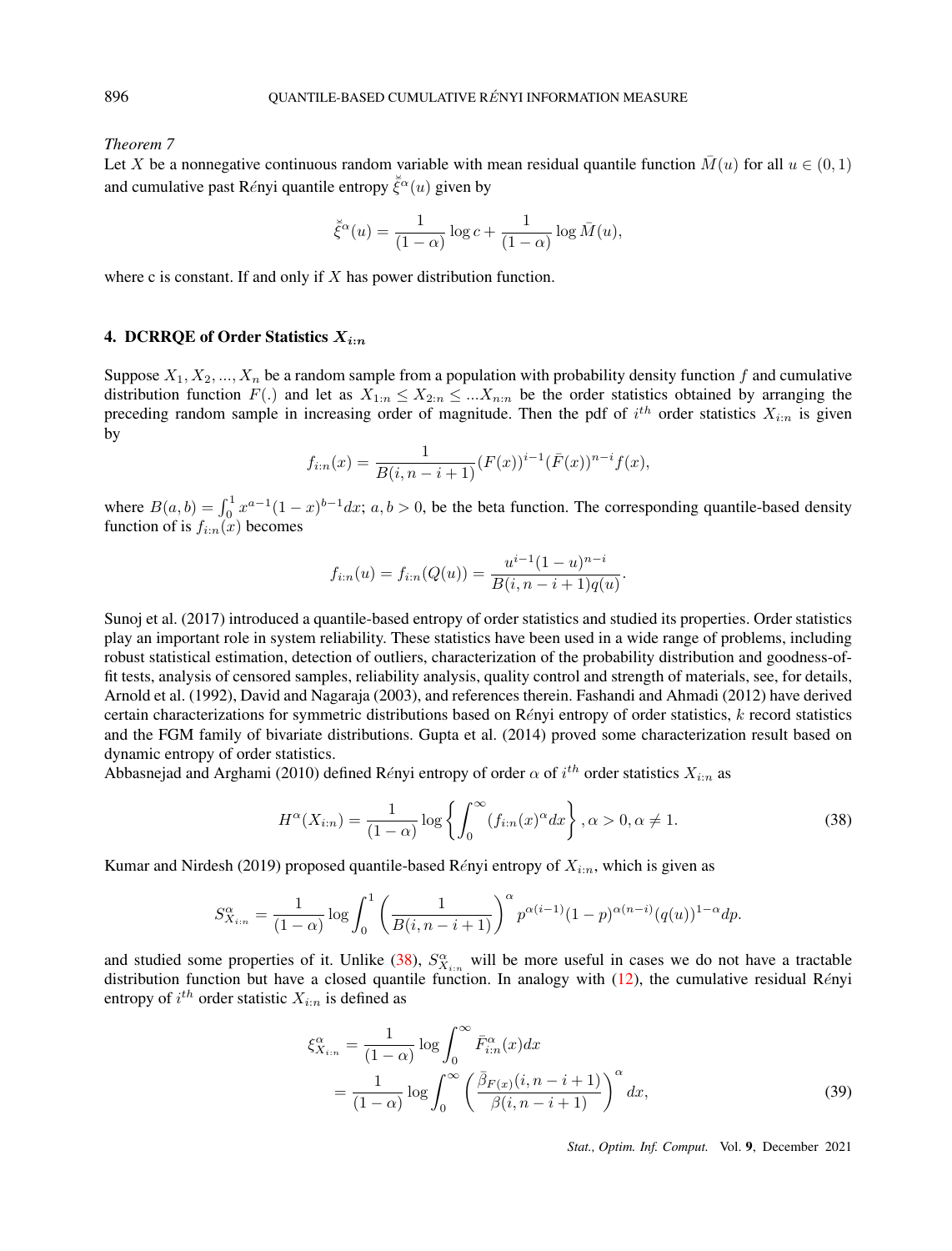*Theorem 7*

Let $X$ be a nonnegative continuous random variable with mean residual quantile function $\bar{M}(u)$ for all $u \in (0,1)$ and cumulative past R$\acute{e}$nyi quantile entropy $\breve{\xi}^{\alpha}(u)$ given by

$$\breve{\xi}^{\alpha}(u) = \frac{1}{(1-\alpha)} \log c + \frac{1}{(1-\alpha)} \log \bar{M}(u),$$

where c is constant. If and only if $X$ has power distribution function.

## 4. DCRRQE of Order Statistics $X_{i:n}$

Suppose $X_1, X_2, ..., X_n$ be a random sample from a population with probability density function $f$ and cumulative distribution function $F(.)$ and let as $X_{1:n} \leq X_{2:n} \leq ...X_{n:n}$ be the order statistics obtained by arranging the preceding random sample in increasing order of magnitude. Then the pdf of $i^{th}$ order statistics $X_{i:n}$ is given by

$$f_{i:n}(x) = \frac{1}{B(i, n-i+1)} (F(x))^{i-1} (\bar{F}(x))^{n-i} f(x),$$

where $B(a,b) = \int_0^1 x^{a-1}(1-x)^{b-1} dx$; $a, b > 0$, be the beta function. The corresponding quantile-based density function of is $f_{i:n}(x)$ becomes

$$f_{i:n}(u) = f_{i:n}(Q(u)) = \frac{u^{i-1}(1-u)^{n-i}}{B(i, n-i+1) q(u)}.$$

Sunoj et al. (2017) introduced a quantile-based entropy of order statistics and studied its properties. Order statistics play an important role in system reliability. These statistics have been used in a wide range of problems, including robust statistical estimation, detection of outliers, characterization of the probability distribution and goodness-of-fit tests, analysis of censored samples, reliability analysis, quality control and strength of materials, see, for details, Arnold et al. (1992), David and Nagaraja (2003), and references therein. Fashandi and Ahmadi (2012) have derived certain characterizations for symmetric distributions based on R$\acute{e}$nyi entropy of order statistics, $k$ record statistics and the FGM family of bivariate distributions. Gupta et al. (2014) proved some characterization result based on dynamic entropy of order statistics.

Abbasnejad and Arghami (2010) defined R$\acute{e}$nyi entropy of order $\alpha$ of $i^{th}$ order statistics $X_{i:n}$ as

$$H^{\alpha}(X_{i:n}) = \frac{1}{(1-\alpha)} \log \left\{ \int_0^{\infty} (f_{i:n}(x)^{\alpha} dx \right\}, \alpha > 0, \alpha \neq 1. \tag{38}$$

Kumar and Nirdesh (2019) proposed quantile-based R$\acute{e}$nyi entropy of $X_{i:n}$, which is given as

$$S^{\alpha}_{X_{i:n}} = \frac{1}{(1-\alpha)} \log \int_0^1 \left( \frac{1}{B(i, n-i+1)} \right)^{\alpha} p^{\alpha(i-1)} (1-p)^{\alpha(n-i)} (q(u))^{1-\alpha} dp.$$

and studied some properties of it. Unlike (38), $S^{\alpha}_{X_{i:n}}$ will be more useful in cases we do not have a tractable distribution function but have a closed quantile function. In analogy with (12), the cumulative residual R$\acute{e}$nyi entropy of $i^{th}$ order statistic $X_{i:n}$ is defined as

$$\begin{aligned} \xi^{\alpha}_{X_{i:n}} &= \frac{1}{(1-\alpha)} \log \int_0^{\infty} \bar{F}^{\alpha}_{i:n}(x) dx \\ &= \frac{1}{(1-\alpha)} \log \int_0^{\infty} \left( \frac{\bar{\beta}_{F(x)}(i, n-i+1)}{\beta(i, n-i+1)} \right)^{\alpha} dx, \end{aligned} \tag{39}$$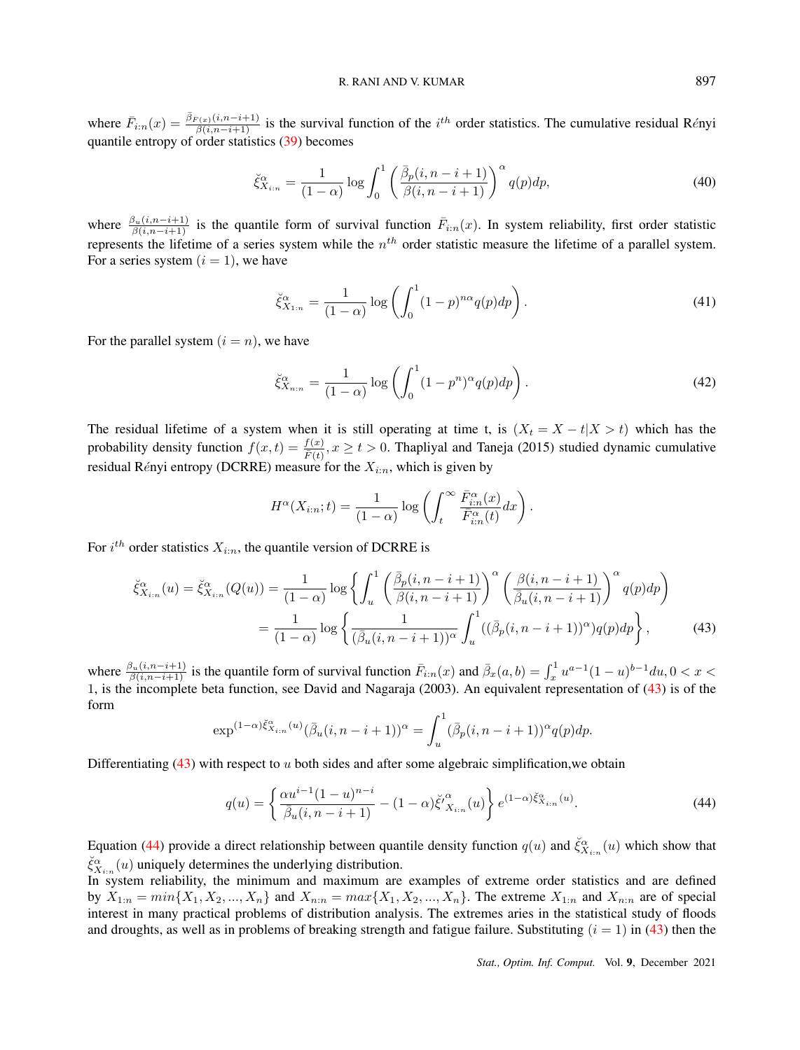where $\bar{F}_{i:n}(x) = \frac{\bar{\beta}_{F(x)}(i,n-i+1)}{\beta(i,n-i+1)}$ is the survival function of the $i^{th}$ order statistics. The cumulative residual Rényi quantile entropy of order statistics (39) becomes

$$\breve{\xi}^{\alpha}_{X_{i:n}} = \frac{1}{(1-\alpha)} \log \int_0^1 \left( \frac{\bar{\beta}_p(i,n-i+1)}{\beta(i,n-i+1)} \right)^{\alpha} q(p)dp, \tag{40}$$

where $\frac{\beta_u(i,n-i+1)}{\beta(i,n-i+1)}$ is the quantile form of survival function $\bar{F}_{i:n}(x)$. In system reliability, first order statistic represents the lifetime of a series system while the $n^{th}$ order statistic measure the lifetime of a parallel system. For a series system $(i = 1)$, we have

$$\breve{\xi}^{\alpha}_{X_{1:n}} = \frac{1}{(1-\alpha)} \log \left( \int_0^1 (1-p)^{n\alpha} q(p)dp \right). \tag{41}$$

For the parallel system $(i = n)$, we have

$$\breve{\xi}^{\alpha}_{X_{n:n}} = \frac{1}{(1-\alpha)} \log \left( \int_0^1 (1-p^n)^{\alpha} q(p)dp \right). \tag{42}$$

The residual lifetime of a system when it is still operating at time t, is $(X_t = X - t|X > t)$ which has the probability density function $f(x,t) = \frac{f(x)}{\bar{F}(t)}, x \geq t > 0$. Thapliyal and Taneja (2015) studied dynamic cumulative residual Rényi entropy (DCRRE) measure for the $X_{i:n}$, which is given by

$$H^{\alpha}(X_{i:n};t) = \frac{1}{(1-\alpha)} \log \left( \int_t^{\infty} \frac{\bar{F}^{\alpha}_{i:n}(x)}{\bar{F}^{\alpha}_{i:n}(t)} dx \right).$$

For $i^{th}$ order statistics $X_{i:n}$, the quantile version of DCRRE is

$$\begin{aligned}
\breve{\xi}^{\alpha}_{X_{i:n}}(u) = \breve{\xi}^{\alpha}_{X_{i:n}}(Q(u)) &= \frac{1}{(1-\alpha)} \log \left\{ \int_u^1 \left( \frac{\bar{\beta}_p(i,n-i+1)}{\beta(i,n-i+1)} \right)^{\alpha} \left( \frac{\beta(i,n-i+1)}{\bar{\beta}_u(i,n-i+1)} \right)^{\alpha} q(p)dp \right) \\
&= \frac{1}{(1-\alpha)} \log \left\{ \frac{1}{(\bar{\beta}_u(i,n-i+1))^{\alpha}} \int_u^1 ((\bar{\beta}_p(i,n-i+1))^{\alpha}) q(p)dp \right\},
\end{aligned} \tag{43}$$

where $\frac{\beta_u(i,n-i+1)}{\beta(i,n-i+1)}$ is the quantile form of survival function $\bar{F}_{i:n}(x)$ and $\bar{\beta}_x(a,b) = \int_x^1 u^{a-1}(1-u)^{b-1}du, 0 < x < 1$, is the incomplete beta function, see David and Nagaraja (2003). An equivalent representation of (43) is of the form

$$\exp^{(1-\alpha)\breve{\xi}^{\alpha}_{X_{i:n}}(u)} (\bar{\beta}_u(i,n-i+1))^{\alpha} = \int_u^1 (\bar{\beta}_p(i,n-i+1))^{\alpha} q(p)dp.$$

Differentiating (43) with respect to $u$ both sides and after some algebraic simplification,we obtain

$$q(u) = \left\{ \frac{\alpha u^{i-1}(1-u)^{n-i}}{\bar{\beta}_u(i,n-i+1)} - (1-\alpha)\breve{\xi}'^{\alpha}_{X_{i:n}}(u) \right\} e^{(1-\alpha)\breve{\xi}^{\alpha}_{X_{i:n}}(u)}. \tag{44}$$

Equation (44) provide a direct relationship between quantile density function $q(u)$ and $\breve{\xi}^{\alpha}_{X_{i:n}}(u)$ which show that $\breve{\xi}^{\alpha}_{X_{i:n}}(u)$ uniquely determines the underlying distribution.

In system reliability, the minimum and maximum are examples of extreme order statistics and are defined by $X_{1:n} = min\{X_1, X_2, ..., X_n\}$ and $X_{n:n} = max\{X_1, X_2, ..., X_n\}$. The extreme $X_{1:n}$ and $X_{n:n}$ are of special interest in many practical problems of distribution analysis. The extremes aries in the statistical study of floods and droughts, as well as in problems of breaking strength and fatigue failure. Substituting $(i = 1)$ in (43) then the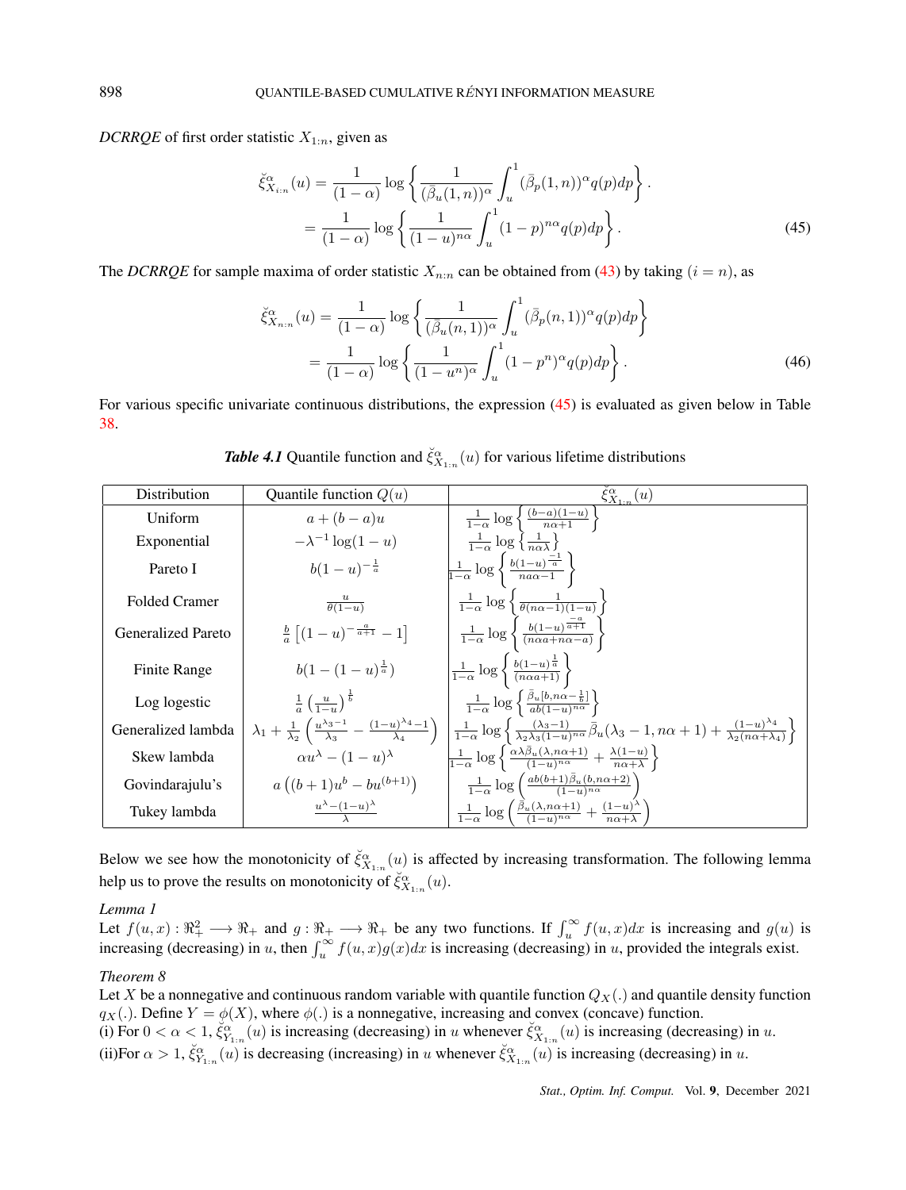*DCRRQE* of first order statistic $X_{1:n}$, given as

$$\breve{\xi}^{\alpha}_{X_{i:n}}(u) = \frac{1}{(1-\alpha)} \log\left\{\frac{1}{(\bar{\beta}_u(1,n))^{\alpha}} \int_u^1 (\bar{\beta}_p(1,n))^{\alpha} q(p)dp\right\}.$$
$$= \frac{1}{(1-\alpha)} \log\left\{\frac{1}{(1-u)^{n\alpha}} \int_u^1 (1-p)^{n\alpha} q(p)dp\right\}. \tag{45}$$

The *DCRRQE* for sample maxima of order statistic $X_{n:n}$ can be obtained from (43) by taking $(i = n)$, as

$$\breve{\xi}^{\alpha}_{X_{n:n}}(u) = \frac{1}{(1-\alpha)} \log\left\{\frac{1}{(\bar{\beta}_u(n,1))^{\alpha}} \int_u^1 (\bar{\beta}_p(n,1))^{\alpha} q(p)dp\right\}$$
$$= \frac{1}{(1-\alpha)} \log\left\{\frac{1}{(1-u^n)^{\alpha}} \int_u^1 (1-p^n)^{\alpha} q(p)dp\right\}. \tag{46}$$

For various specific univariate continuous distributions, the expression (45) is evaluated as given below in Table 38.

***Table 4.1*** Quantile function and $\breve{\xi}^{\alpha}_{X_{1:n}}(u)$ for various lifetime distributions

| Distribution | Quantile function $Q(u)$ | $\breve{\xi}^{\alpha}_{X_{1:n}}(u)$ |
|---|---|---|
| Uniform | $a+(b-a)u$ | $\frac{1}{1-\alpha}\log\left\{\frac{(b-a)(1-u)}{n\alpha+1}\right\}$ |
| Exponential | $-\lambda^{-1}\log(1-u)$ | $\frac{1}{1-\alpha}\log\left\{\frac{1}{n\alpha\lambda}\right\}$ |
| Pareto I | $b(1-u)^{-\frac{1}{a}}$ | $\frac{1}{1-\alpha}\log\left\{\frac{b(1-u)^{\frac{-1}{a}}}{na\alpha-1}\right\}$ |
| Folded Cramer | $\frac{u}{\theta(1-u)}$ | $\frac{1}{1-\alpha}\log\left\{\frac{1}{\theta(n\alpha-1)(1-u)}\right\}$ |
| Generalized Pareto | $\frac{b}{a}\left[(1-u)^{-\frac{a}{a+1}}-1\right]$ | $\frac{1}{1-\alpha}\log\left\{\frac{b(1-u)^{\frac{-a}{a+1}}}{(n\alpha a+n\alpha-a)}\right\}$ |
| Finite Range | $b(1-(1-u)^{\frac{1}{a}})$ | $\frac{1}{1-\alpha}\log\left\{\frac{b(1-u)^{\frac{1}{a}}}{(n\alpha a+1)}\right\}$ |
| Log logestic | $\frac{1}{a}\left(\frac{u}{1-u}\right)^{\frac{1}{b}}$ | $\frac{1}{1-\alpha}\log\left\{\frac{\bar{\beta}_u[b,n\alpha-\frac{1}{b}]}{ab(1-u)^{n\alpha}}\right\}$ |
| Generalized lambda | $\lambda_1+\frac{1}{\lambda_2}\left(\frac{u^{\lambda_3-1}}{\lambda_3}-\frac{(1-u)^{\lambda_4}-1}{\lambda_4}\right)$ | $\frac{1}{1-\alpha}\log\left\{\frac{(\lambda_3-1)}{\lambda_2\lambda_3(1-u)^{n\alpha}}\bar{\beta}_u(\lambda_3-1,n\alpha+1)+\frac{(1-u)^{\lambda_4}}{\lambda_2(n\alpha+\lambda_4)}\right\}$ |
| Skew lambda | $\alpha u^{\lambda}-(1-u)^{\lambda}$ | $\frac{1}{1-\alpha}\log\left\{\frac{\alpha\lambda\bar{\beta}_u(\lambda,n\alpha+1)}{(1-u)^{n\alpha}}+\frac{\lambda(1-u)}{n\alpha+\lambda}\right\}$ |
| Govindarajulu's | $a\left((b+1)u^b-bu^{(b+1)}\right)$ | $\frac{1}{1-\alpha}\log\left(\frac{ab(b+1)\bar{\beta}_u(b,n\alpha+2)}{(1-u)^{n\alpha}}\right)$ |
| Tukey lambda | $\frac{u^{\lambda}-(1-u)^{\lambda}}{\lambda}$ | $\frac{1}{1-\alpha}\log\left(\frac{\bar{\beta}_u(\lambda,n\alpha+1)}{(1-u)^{n\alpha}}+\frac{(1-u)^{\lambda}}{n\alpha+\lambda}\right)$ |

Below we see how the monotonicity of $\breve{\xi}^{\alpha}_{X_{1:n}}(u)$ is affected by increasing transformation. The following lemma help us to prove the results on monotonicity of $\breve{\xi}^{\alpha}_{X_{1:n}}(u)$.

*Lemma 1*
Let $f(u,x) : \Re^2_+ \longrightarrow \Re_+$ and $g : \Re_+ \longrightarrow \Re_+$ be any two functions. If $\int_u^{\infty} f(u,x)dx$ is increasing and $g(u)$ is increasing (decreasing) in $u$, then $\int_u^{\infty} f(u,x)g(x)dx$ is increasing (decreasing) in $u$, provided the integrals exist.

*Theorem 8*
Let $X$ be a nonnegative and continuous random variable with quantile function $Q_X(.)$ and quantile density function $q_X(.)$. Define $Y = \phi(X)$, where $\phi(.)$ is a nonnegative, increasing and convex (concave) function.
(i) For $0 < \alpha < 1$, $\breve{\xi}^{\alpha}_{Y_{1:n}}(u)$ is increasing (decreasing) in $u$ whenever $\breve{\xi}^{\alpha}_{X_{1:n}}(u)$ is increasing (decreasing) in $u$.
(ii)For $\alpha > 1$, $\breve{\xi}^{\alpha}_{Y_{1:n}}(u)$ is decreasing (increasing) in $u$ whenever $\breve{\xi}^{\alpha}_{X_{1:n}}(u)$ is increasing (decreasing) in $u$.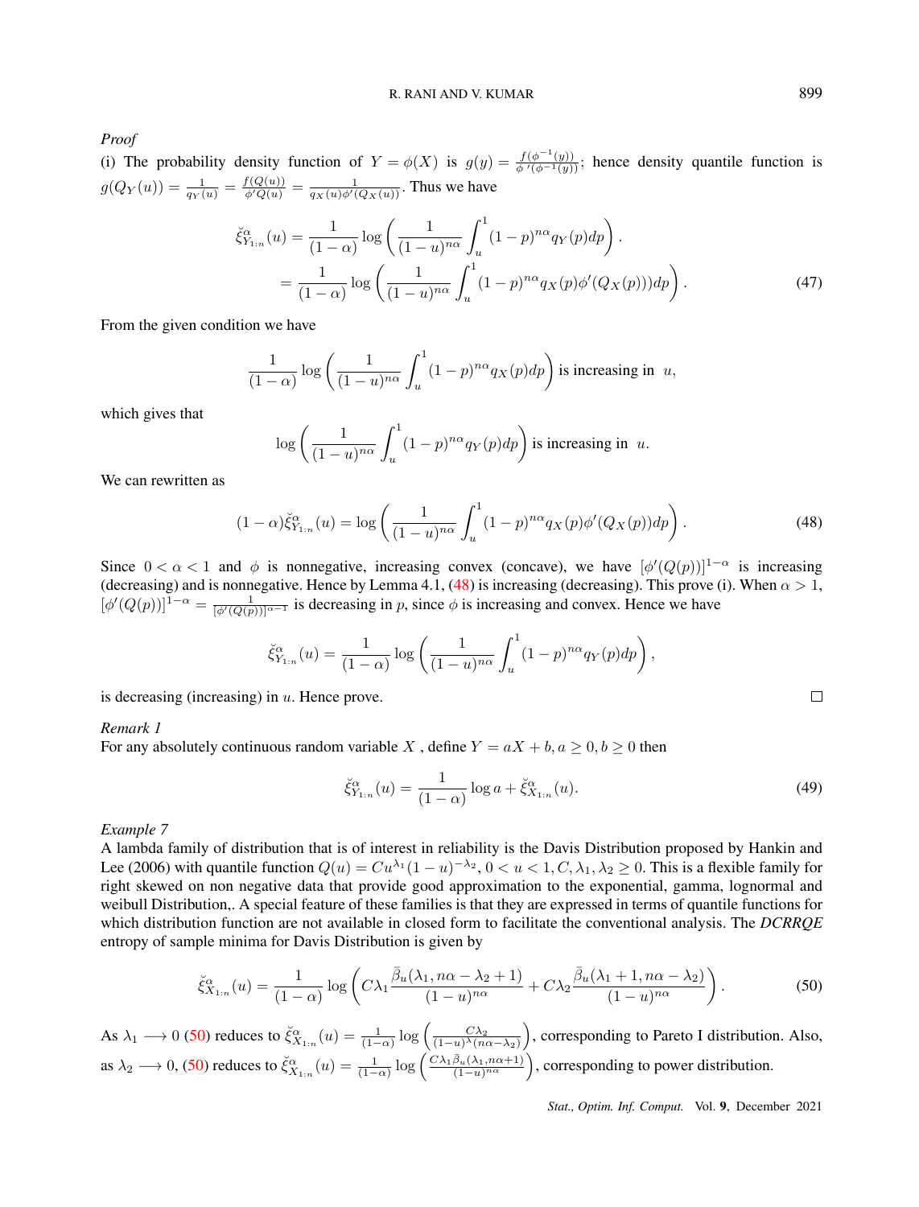*Proof*

(i) The probability density function of $Y = \phi(X)$ is $g(y) = \frac{f(\phi^{-1}(y))}{\phi'(\phi^{-1}(y))}$; hence density quantile function is $g(Q_Y(u)) = \frac{1}{q_Y(u)} = \frac{f(Q(u))}{\phi' Q(u)} = \frac{1}{q_X(u)\phi'(Q_X(u))}$. Thus we have

$$
\begin{aligned}
\breve{\xi}^{\alpha}_{Y_{1:n}}(u) &= \frac{1}{(1-\alpha)} \log\left( \frac{1}{(1-u)^{n\alpha}} \int_u^1 (1-p)^{n\alpha} q_Y(p) dp \right). \\
&= \frac{1}{(1-\alpha)} \log\left( \frac{1}{(1-u)^{n\alpha}} \int_u^1 (1-p)^{n\alpha} q_X(p) \phi'(Q_X(p)) dp \right).
\end{aligned} \tag{47}
$$

From the given condition we have

$$
\frac{1}{(1-\alpha)} \log\left( \frac{1}{(1-u)^{n\alpha}} \int_u^1 (1-p)^{n\alpha} q_X(p) dp \right) \text{ is increasing in } u,
$$

which gives that

$$
\log\left( \frac{1}{(1-u)^{n\alpha}} \int_u^1 (1-p)^{n\alpha} q_Y(p) dp \right) \text{ is increasing in } u.
$$

We can rewritten as

$$
(1-\alpha)\breve{\xi}^{\alpha}_{Y_{1:n}}(u) = \log\left( \frac{1}{(1-u)^{n\alpha}} \int_u^1 (1-p)^{n\alpha} q_X(p) \phi'(Q_X(p)) dp \right). \tag{48}
$$

Since $0 < \alpha < 1$ and $\phi$ is nonnegative, increasing convex (concave), we have $[\phi'(Q(p))]^{1-\alpha}$ is increasing (decreasing) and is nonnegative. Hence by Lemma 4.1, (48) is increasing (decreasing). This prove (i). When $\alpha > 1$, $[\phi'(Q(p))]^{1-\alpha} = \frac{1}{[\phi'(Q(p))]^{\alpha-1}}$ is decreasing in $p$, since $\phi$ is increasing and convex. Hence we have

$$
\breve{\xi}^{\alpha}_{Y_{1:n}}(u) = \frac{1}{(1-\alpha)} \log\left( \frac{1}{(1-u)^{n\alpha}} \int_u^1 (1-p)^{n\alpha} q_Y(p) dp \right),
$$

is decreasing (increasing) in $u$. Hence prove. □

*Remark 1*

For any absolutely continuous random variable $X$ , define $Y = aX + b, a \geq 0, b \geq 0$ then

$$
\breve{\xi}^{\alpha}_{Y_{1:n}}(u) = \frac{1}{(1-\alpha)} \log a + \breve{\xi}^{\alpha}_{X_{1:n}}(u). \tag{49}
$$

*Example 7*

A lambda family of distribution that is of interest in reliability is the Davis Distribution proposed by Hankin and Lee (2006) with quantile function $Q(u) = Cu^{\lambda_1}(1-u)^{-\lambda_2}, 0 < u < 1, C, \lambda_1, \lambda_2 \geq 0$. This is a flexible family for right skewed on non negative data that provide good approximation to the exponential, gamma, lognormal and weibull Distribution,. A special feature of these families is that they are expressed in terms of quantile functions for which distribution function are not available in closed form to facilitate the conventional analysis. The *DCRRQE* entropy of sample minima for Davis Distribution is given by

$$
\breve{\xi}^{\alpha}_{X_{1:n}}(u) = \frac{1}{(1-\alpha)} \log\left( C\lambda_1 \frac{\bar{\beta}_u(\lambda_1, n\alpha - \lambda_2 + 1)}{(1-u)^{n\alpha}} + C\lambda_2 \frac{\bar{\beta}_u(\lambda_1 + 1, n\alpha - \lambda_2)}{(1-u)^{n\alpha}} \right). \tag{50}
$$

As $\lambda_1 \longrightarrow 0$ (50) reduces to $\breve{\xi}^{\alpha}_{X_{1:n}}(u) = \frac{1}{(1-\alpha)} \log\left( \frac{C\lambda_2}{(1-u)^{\lambda}(n\alpha - \lambda_2)} \right)$, corresponding to Pareto I distribution. Also, as $\lambda_2 \longrightarrow 0$, (50) reduces to $\breve{\xi}^{\alpha}_{X_{1:n}}(u) = \frac{1}{(1-\alpha)} \log\left( \frac{C\lambda_1 \bar{\beta}_u(\lambda_1, n\alpha+1)}{(1-u)^{n\alpha}} \right)$, corresponding to power distribution.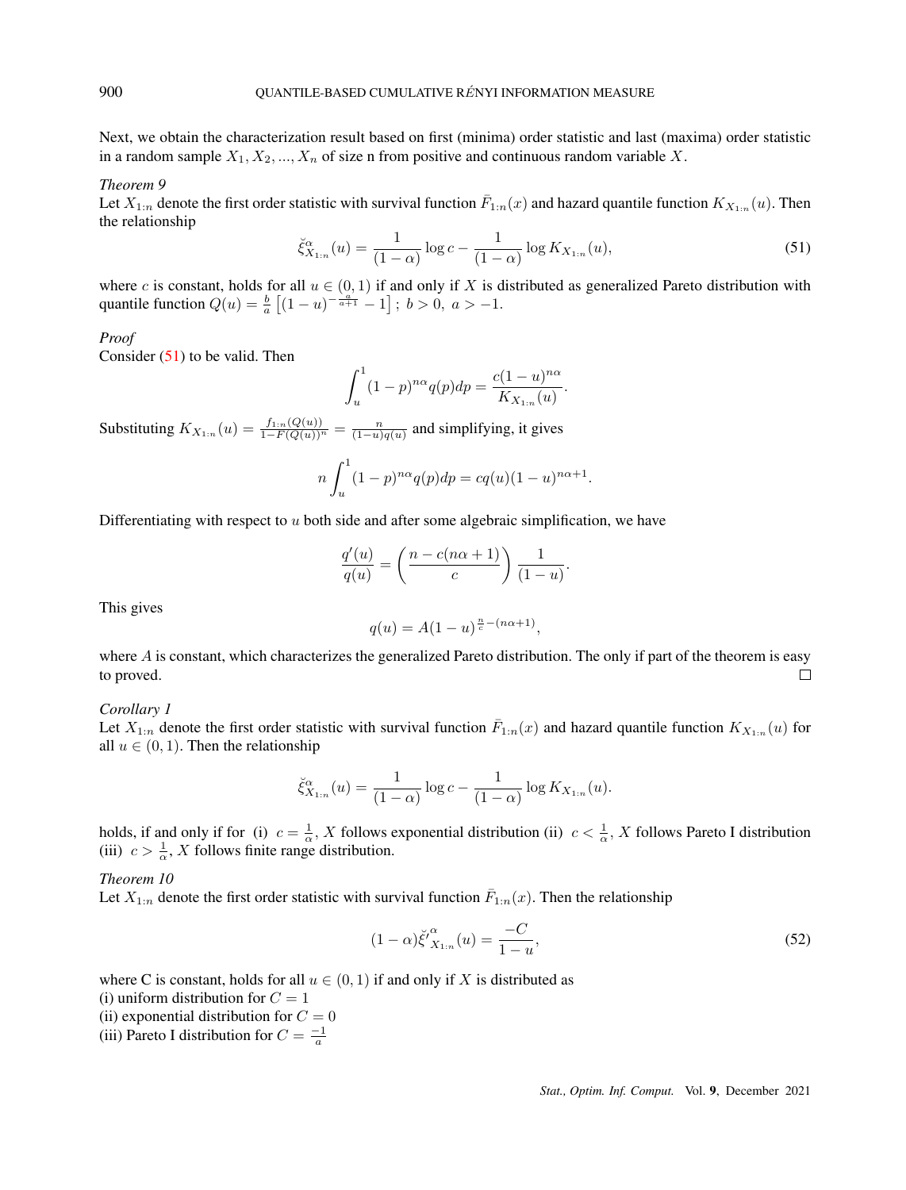Next, we obtain the characterization result based on first (minima) order statistic and last (maxima) order statistic in a random sample $X_1, X_2, ..., X_n$ of size n from positive and continuous random variable $X$.

*Theorem 9*

Let $X_{1:n}$ denote the first order statistic with survival function $\bar{F}_{1:n}(x)$ and hazard quantile function $K_{X_{1:n}}(u)$. Then the relationship

$$\breve{\xi}^{\alpha}_{X_{1:n}}(u) = \frac{1}{(1-\alpha)}\log c - \frac{1}{(1-\alpha)}\log K_{X_{1:n}}(u), \tag{51}$$

where $c$ is constant, holds for all $u \in (0,1)$ if and only if $X$ is distributed as generalized Pareto distribution with quantile function $Q(u) = \frac{b}{a}\left[(1-u)^{-\frac{a}{a+1}} - 1\right];\ b > 0,\ a > -1.$

*Proof*

Consider (51) to be valid. Then

$$\int_u^1 (1-p)^{n\alpha} q(p)dp = \frac{c(1-u)^{n\alpha}}{K_{X_{1:n}}(u)}.$$

Substituting $K_{X_{1:n}}(u) = \frac{f_{1:n}(Q(u))}{1-F(Q(u))^n} = \frac{n}{(1-u)q(u)}$ and simplifying, it gives

$$n\int_u^1 (1-p)^{n\alpha} q(p)dp = cq(u)(1-u)^{n\alpha+1}.$$

Differentiating with respect to $u$ both side and after some algebraic simplification, we have

$$\frac{q'(u)}{q(u)} = \left(\frac{n - c(n\alpha+1)}{c}\right)\frac{1}{(1-u)}.$$

This gives

$$q(u) = A(1-u)^{\frac{n}{c}-(n\alpha+1)},$$

where $A$ is constant, which characterizes the generalized Pareto distribution. The only if part of the theorem is easy to proved. □

*Corollary 1*

Let $X_{1:n}$ denote the first order statistic with survival function $\bar{F}_{1:n}(x)$ and hazard quantile function $K_{X_{1:n}}(u)$ for all $u \in (0,1)$. Then the relationship

$$\breve{\xi}^{\alpha}_{X_{1:n}}(u) = \frac{1}{(1-\alpha)}\log c - \frac{1}{(1-\alpha)}\log K_{X_{1:n}}(u).$$

holds, if and only if for (i) $c = \frac{1}{\alpha}$, $X$ follows exponential distribution (ii) $c < \frac{1}{\alpha}$, $X$ follows Pareto I distribution (iii) $c > \frac{1}{\alpha}$, $X$ follows finite range distribution.

*Theorem 10*

Let $X_{1:n}$ denote the first order statistic with survival function $\bar{F}_{1:n}(x)$. Then the relationship

$$(1-\alpha)\breve{\xi}'^{\alpha}_{X_{1:n}}(u) = \frac{-C}{1-u}, \tag{52}$$

where C is constant, holds for all $u \in (0,1)$ if and only if $X$ is distributed as

(i) uniform distribution for $C = 1$

(ii) exponential distribution for $C = 0$

(iii) Pareto I distribution for $C = \frac{-1}{a}$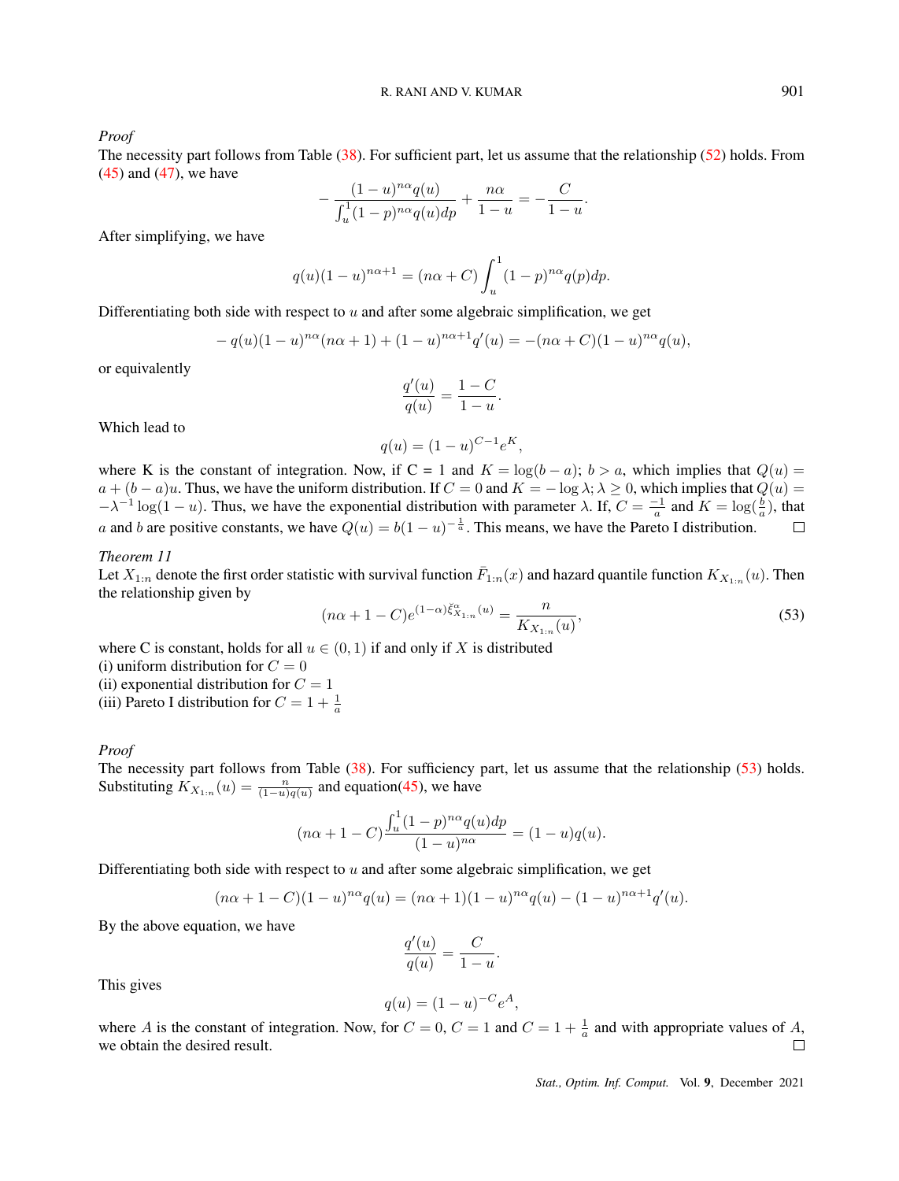*Proof*
The necessity part follows from Table (38). For sufficient part, let us assume that the relationship (52) holds. From (45) and (47), we have

$$-\frac{(1-u)^{n\alpha}q(u)}{\int_u^1(1-p)^{n\alpha}q(u)dp}+\frac{n\alpha}{1-u}=-\frac{C}{1-u}.$$

After simplifying, we have

$$q(u)(1-u)^{n\alpha+1}=(n\alpha+C)\int_u^1(1-p)^{n\alpha}q(p)dp.$$

Differentiating both side with respect to $u$ and after some algebraic simplification, we get

$$-q(u)(1-u)^{n\alpha}(n\alpha+1)+(1-u)^{n\alpha+1}q'(u)=-(n\alpha+C)(1-u)^{n\alpha}q(u),$$

or equivalently

$$\frac{q'(u)}{q(u)}=\frac{1-C}{1-u}.$$

Which lead to

$$q(u)=(1-u)^{C-1}e^{K},$$

where K is the constant of integration. Now, if C = 1 and $K=\log(b-a)$; $b>a$, which implies that $Q(u)=a+(b-a)u$. Thus, we have the uniform distribution. If $C=0$ and $K=-\log\lambda;\lambda\geq 0$, which implies that $Q(u)=-\lambda^{-1}\log(1-u)$. Thus, we have the exponential distribution with parameter $\lambda$. If, $C=\frac{-1}{a}$ and $K=\log(\frac{b}{a})$, that $a$ and $b$ are positive constants, we have $Q(u)=b(1-u)^{-\frac{1}{a}}$. This means, we have the Pareto I distribution. □

*Theorem 11*
Let $X_{1:n}$ denote the first order statistic with survival function $\bar{F}_{1:n}(x)$ and hazard quantile function $K_{X_{1:n}}(u)$. Then the relationship given by

$$(n\alpha+1-C)e^{(1-\alpha)\breve{\xi}^{\alpha}_{X_{1:n}}(u)}=\frac{n}{K_{X_{1:n}}(u)},\tag{53}$$

where C is constant, holds for all $u\in(0,1)$ if and only if $X$ is distributed
(i) uniform distribution for $C=0$
(ii) exponential distribution for $C=1$
(iii) Pareto I distribution for $C=1+\frac{1}{a}$

*Proof*
The necessity part follows from Table (38). For sufficiency part, let us assume that the relationship (53) holds. Substituting $K_{X_{1:n}}(u)=\frac{n}{(1-u)q(u)}$ and equation(45), we have

$$(n\alpha+1-C)\frac{\int_u^1(1-p)^{n\alpha}q(u)dp}{(1-u)^{n\alpha}}=(1-u)q(u).$$

Differentiating both side with respect to $u$ and after some algebraic simplification, we get

$$(n\alpha+1-C)(1-u)^{n\alpha}q(u)=(n\alpha+1)(1-u)^{n\alpha}q(u)-(1-u)^{n\alpha+1}q'(u).$$

By the above equation, we have

$$\frac{q'(u)}{q(u)}=\frac{C}{1-u}.$$

This gives

$$q(u)=(1-u)^{-C}e^{A},$$

where $A$ is the constant of integration. Now, for $C=0$, $C=1$ and $C=1+\frac{1}{a}$ and with appropriate values of $A$, we obtain the desired result. □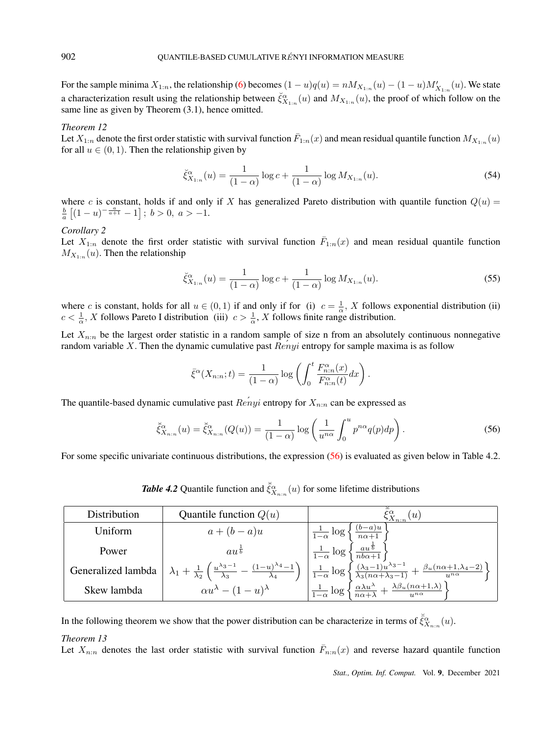For the sample minima $X_{1:n}$, the relationship (6) becomes $(1-u)q(u) = nM_{X_{1:n}}(u) - (1-u)M'_{X_{1:n}}(u)$. We state a characterization result using the relationship between $\breve{\xi}^{\alpha}_{X_{1:n}}(u)$ and $M_{X_{1:n}}(u)$, the proof of which follow on the same line as given by Theorem (3.1), hence omitted.

*Theorem 12*
Let $X_{1:n}$ denote the first order statistic with survival function $\bar{F}_{1:n}(x)$ and mean residual quantile function $M_{X_{1:n}}(u)$ for all $u \in (0,1)$. Then the relationship given by

$$\breve{\xi}^{\alpha}_{X_{1:n}}(u) = \frac{1}{(1-\alpha)} \log c + \frac{1}{(1-\alpha)} \log M_{X_{1:n}}(u). \tag{54}$$

where $c$ is constant, holds if and only if $X$ has generalized Pareto distribution with quantile function $Q(u) = \frac{b}{a}\left[(1-u)^{-\frac{a}{a+1}} - 1\right];\ b > 0,\ a > -1.$

*Corollary 2*
Let $X_{1:n}$ denote the first order statistic with survival function $\bar{F}_{1:n}(x)$ and mean residual quantile function $M_{X_{1:n}}(u)$. Then the relationship

$$\breve{\xi}^{\alpha}_{X_{1:n}}(u) = \frac{1}{(1-\alpha)} \log c + \frac{1}{(1-\alpha)} \log M_{X_{1:n}}(u). \tag{55}$$

where $c$ is constant, holds for all $u \in (0,1)$ if and only if for (i) $c = \frac{1}{\alpha}$, $X$ follows exponential distribution (ii) $c < \frac{1}{\alpha}$, $X$ follows Pareto I distribution (iii) $c > \frac{1}{\alpha}$, $X$ follows finite range distribution.

Let $X_{n:n}$ be the largest order statistic in a random sample of size n from an absolutely continuous nonnegative random variable $X$. Then the dynamic cumulative past Rényi entropy for sample maxima is as follow

$$\bar{\xi}^{\alpha}(X_{n:n}; t) = \frac{1}{(1-\alpha)} \log\left(\int_0^t \frac{F^{\alpha}_{n:n}(x)}{F^{\alpha}_{n:n}(t)} dx\right).$$

The quantile-based dynamic cumulative past Rényi entropy for $X_{n:n}$ can be expressed as

$$\breve{\bar{\xi}}^{\alpha}_{X_{n:n}}(u) = \bar{\xi}^{\alpha}_{X_{n:n}}(Q(u)) = \frac{1}{(1-\alpha)} \log\left(\frac{1}{u^{n\alpha}} \int_0^u p^{n\alpha} q(p) dp\right). \tag{56}$$

For some specific univariate continuous distributions, the expression (56) is evaluated as given below in Table 4.2.

***Table 4.2*** Quantile function and $\breve{\bar{\xi}}^{\alpha}_{X_{n:n}}(u)$ for some lifetime distributions

| Distribution | Quantile function $Q(u)$ | $\breve{\bar{\xi}}^{\alpha}_{X_{n:n}}(u)$ |
|---|---|---|
| Uniform | $a + (b-a)u$ | $\frac{1}{1-\alpha}\log\left\{\frac{(b-a)u}{n\alpha+1}\right\}$ |
| Power | $au^{\frac{1}{b}}$ | $\frac{1}{1-\alpha}\log\left\{\frac{au^{\frac{1}{b}}}{nb\alpha+1}\right\}$ |
| Generalized lambda | $\lambda_1 + \frac{1}{\lambda_2}\left(\frac{u^{\lambda_3-1}}{\lambda_3} - \frac{(1-u)^{\lambda_4}-1}{\lambda_4}\right)$ | $\frac{1}{1-\alpha}\log\left\{\frac{(\lambda_3-1)u^{\lambda_3-1}}{\lambda_3(n\alpha+\lambda_3-1)} + \frac{\beta_u(n\alpha+1,\lambda_4-2)}{u^{n\alpha}}\right\}$ |
| Skew lambda | $\alpha u^{\lambda} - (1-u)^{\lambda}$ | $\frac{1}{1-\alpha}\log\left\{\frac{\alpha\lambda u^{\lambda}}{n\alpha+\lambda} + \frac{\lambda\beta_u(n\alpha+1,\lambda)}{u^{n\alpha}}\right\}$ |

In the following theorem we show that the power distribution can be characterize in terms of $\breve{\bar{\xi}}^{\alpha}_{X_{n:n}}(u)$.

*Theorem 13*
Let $X_{n:n}$ denotes the last order statistic with survival function $\bar{F}_{n:n}(x)$ and reverse hazard quantile function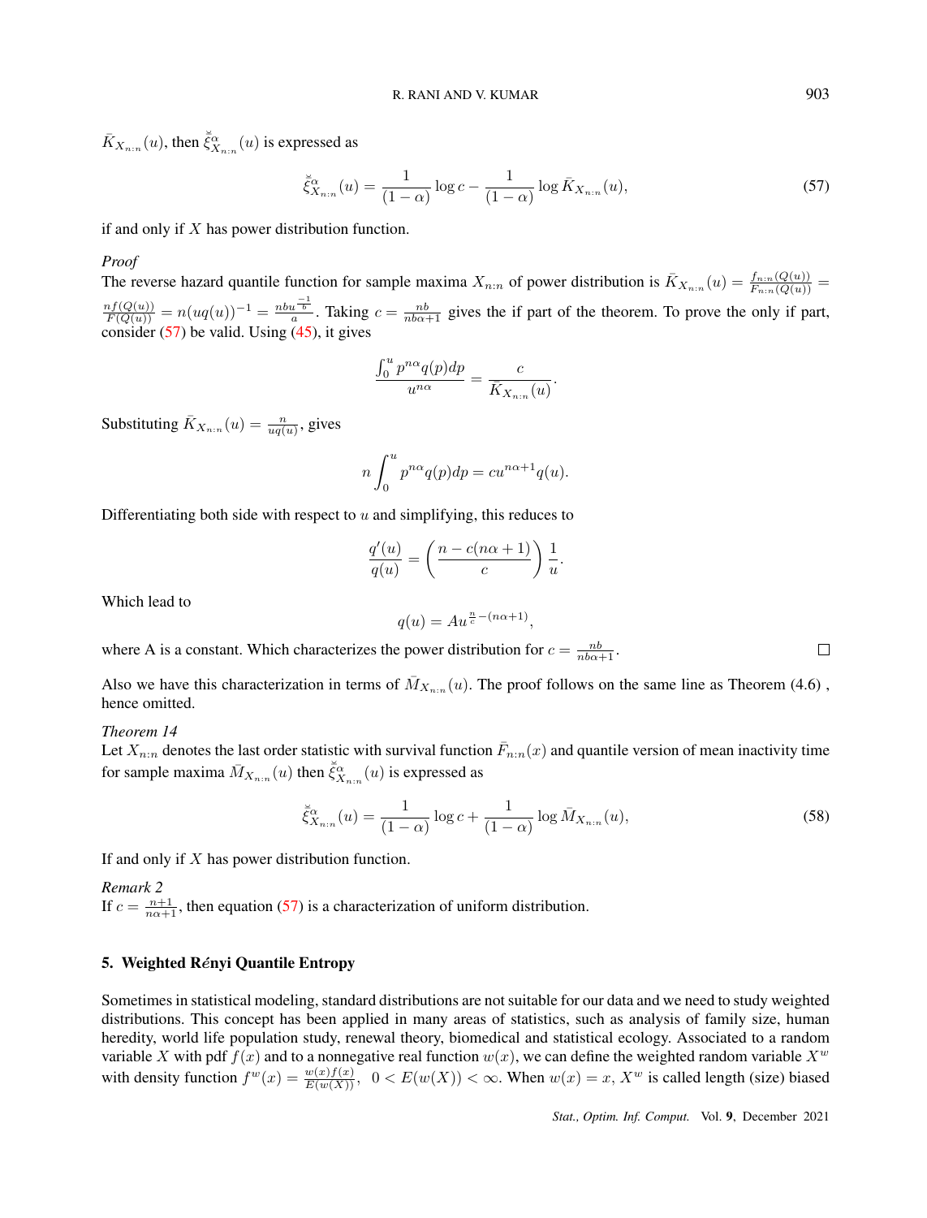$\bar{K}_{X_{n:n}}(u)$, then $\breve{\xi}^{\alpha}_{X_{n:n}}(u)$ is expressed as

$$\breve{\xi}^{\alpha}_{X_{n:n}}(u) = \frac{1}{(1-\alpha)} \log c - \frac{1}{(1-\alpha)} \log \bar{K}_{X_{n:n}}(u), \tag{57}$$

if and only if $X$ has power distribution function.

*Proof*

The reverse hazard quantile function for sample maxima $X_{n:n}$ of power distribution is $\bar{K}_{X_{n:n}}(u) = \frac{f_{n:n}(Q(u))}{F_{n:n}(Q(u))} = \frac{nf(Q(u))}{F(Q(u))} = n(uq(u))^{-1} = \frac{nbu^{\frac{-1}{b}}}{a}$. Taking $c = \frac{nb}{nb\alpha+1}$ gives the if part of the theorem. To prove the only if part, consider (57) be valid. Using (45), it gives

$$\frac{\int_0^u p^{n\alpha} q(p)dp}{u^{n\alpha}} = \frac{c}{\bar{K}_{X_{n:n}}(u)}.$$

Substituting $\bar{K}_{X_{n:n}}(u) = \frac{n}{uq(u)}$, gives

$$n\int_0^u p^{n\alpha} q(p)dp = cu^{n\alpha+1}q(u).$$

Differentiating both side with respect to $u$ and simplifying, this reduces to

$$\frac{q'(u)}{q(u)} = \left(\frac{n - c(n\alpha+1)}{c}\right)\frac{1}{u}.$$

Which lead to

$$q(u) = Au^{\frac{n}{c}-(n\alpha+1)},$$

where A is a constant. Which characterizes the power distribution for $c = \frac{nb}{nb\alpha+1}$. □

Also we have this characterization in terms of $\bar{M}_{X_{n:n}}(u)$. The proof follows on the same line as Theorem (4.6) , hence omitted.

*Theorem 14*

Let $X_{n:n}$ denotes the last order statistic with survival function $\bar{F}_{n:n}(x)$ and quantile version of mean inactivity time for sample maxima $\bar{M}_{X_{n:n}}(u)$ then $\breve{\xi}^{\alpha}_{X_{n:n}}(u)$ is expressed as

$$\breve{\xi}^{\alpha}_{X_{n:n}}(u) = \frac{1}{(1-\alpha)} \log c + \frac{1}{(1-\alpha)} \log \bar{M}_{X_{n:n}}(u), \tag{58}$$

If and only if $X$ has power distribution function.

*Remark 2*

If $c = \frac{n+1}{n\alpha+1}$, then equation (57) is a characterization of uniform distribution.

## 5. Weighted Rényi Quantile Entropy

Sometimes in statistical modeling, standard distributions are not suitable for our data and we need to study weighted distributions. This concept has been applied in many areas of statistics, such as analysis of family size, human heredity, world life population study, renewal theory, biomedical and statistical ecology. Associated to a random variable $X$ with pdf $f(x)$ and to a nonnegative real function $w(x)$, we can define the weighted random variable $X^w$ with density function $f^w(x) = \frac{w(x)f(x)}{E(w(X))}$, $0 < E(w(X)) < \infty$. When $w(x) = x$, $X^w$ is called length (size) biased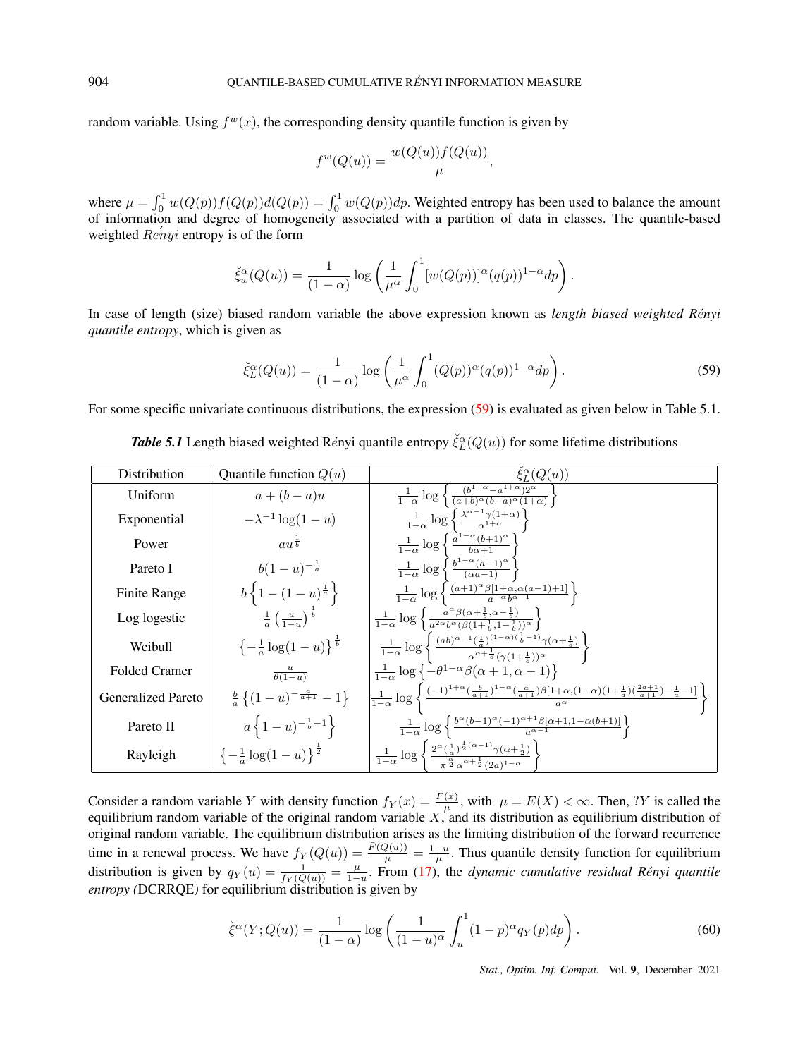random variable. Using $f^w(x)$, the corresponding density quantile function is given by

$$f^w(Q(u)) = \frac{w(Q(u))f(Q(u))}{\mu},$$

where $\mu = \int_0^1 w(Q(p))f(Q(p))d(Q(p)) = \int_0^1 w(Q(p))dp$. Weighted entropy has been used to balance the amount of information and degree of homogeneity associated with a partition of data in classes. The quantile-based weighted $R\acute{e}nyi$ entropy is of the form

$$\breve{\xi}_w^\alpha(Q(u)) = \frac{1}{(1-\alpha)} \log\left(\frac{1}{\mu^\alpha}\int_0^1 [w(Q(p))]^\alpha (q(p))^{1-\alpha}dp\right).$$

In case of length (size) biased random variable the above expression known as *length biased weighted Rényi quantile entropy*, which is given as

$$\breve{\xi}_L^\alpha(Q(u)) = \frac{1}{(1-\alpha)} \log\left(\frac{1}{\mu^\alpha}\int_0^1 (Q(p))^\alpha (q(p))^{1-\alpha}dp\right). \tag{59}$$

For some specific univariate continuous distributions, the expression (59) is evaluated as given below in Table 5.1.

***Table 5.1*** Length biased weighted Rényi quantile entropy $\breve{\xi}_L^\alpha(Q(u))$ for some lifetime distributions

| Distribution | Quantile function $Q(u)$ | $\breve{\xi}_L^\alpha(Q(u))$ |
|---|---|---|
| Uniform | $a+(b-a)u$ | $\frac{1}{1-\alpha}\log\left\{\frac{(b^{1+\alpha}-a^{1+\alpha})2^\alpha}{(a+b)^\alpha(b-a)^\alpha(1+\alpha)}\right\}$ |
| Exponential | $-\lambda^{-1}\log(1-u)$ | $\frac{1}{1-\alpha}\log\left\{\frac{\lambda^{\alpha-1}\gamma(1+\alpha)}{\alpha^{1+\alpha}}\right\}$ |
| Power | $au^{\frac{1}{b}}$ | $\frac{1}{1-\alpha}\log\left\{\frac{a^{1-\alpha}(b+1)^\alpha}{b\alpha+1}\right\}$ |
| Pareto I | $b(1-u)^{-\frac{1}{a}}$ | $\frac{1}{1-\alpha}\log\left\{\frac{b^{1-\alpha}(a-1)^\alpha}{(\alpha a-1)}\right\}$ |
| Finite Range | $b\left\{1-(1-u)^{\frac{1}{a}}\right\}$ | $\frac{1}{1-\alpha}\log\left\{\frac{(a+1)^\alpha\beta[1+\alpha,\alpha(a-1)+1]}{a^{-\alpha}b^{\alpha-1}}\right\}$ |
| Log logestic | $\frac{1}{a}\left(\frac{u}{1-u}\right)^{\frac{1}{b}}$ | $\frac{1}{1-\alpha}\log\left\{\frac{a^\alpha\beta(\alpha+\frac{1}{b},\alpha-\frac{1}{b})}{a^{2\alpha}b^\alpha(\beta(1+\frac{1}{b},1-\frac{1}{b}))^\alpha}\right\}$ |
| Weibull | $\left\{-\frac{1}{a}\log(1-u)\right\}^{\frac{1}{b}}$ | $\frac{1}{1-\alpha}\log\left\{\frac{(ab)^{\alpha-1}(\frac{1}{a})^{(1-\alpha)(\frac{1}{b}-1)}\gamma(\alpha+\frac{1}{b})}{\alpha^{\alpha+\frac{1}{b}}(\gamma(1+\frac{1}{b}))^\alpha}\right\}$ |
| Folded Cramer | $\frac{u}{\theta(1-u)}$ | $\frac{1}{1-\alpha}\log\left\{-\theta^{1-\alpha}\beta(\alpha+1,\alpha-1)\right\}$ |
| Generalized Pareto | $\frac{b}{a}\left\{(1-u)^{-\frac{a}{a+1}}-1\right\}$ | $\frac{1}{1-\alpha}\log\left\{\frac{(-1)^{1+\alpha}(\frac{b}{a+1})^{1-\alpha}(\frac{a}{a+1})\beta[1+\alpha,(1-\alpha)(1+\frac{1}{a})(\frac{2a+1}{a+1})-\frac{1}{a}-1]}{a^\alpha}\right\}$ |
| Pareto II | $a\left\{1-u)^{-\frac{1}{b}-1}\right\}$ | $\frac{1}{1-\alpha}\log\left\{\frac{b^\alpha(b-1)^\alpha(-1)^{\alpha+1}\beta[\alpha+1,1-\alpha(b+1)]}{a^{\alpha-1}}\right\}$ |
| Rayleigh | $\left\{-\frac{1}{a}\log(1-u)\right\}^{\frac{1}{2}}$ | $\frac{1}{1-\alpha}\log\left\{\frac{2^\alpha(\frac{1}{a})^{\frac{1}{2}(\alpha-1)}\gamma(\alpha+\frac{1}{2})}{\pi^{\frac{\alpha}{2}}\alpha^{\alpha+\frac{1}{2}}(2a)^{1-\alpha}}\right\}$ |

Consider a random variable $Y$ with density function $f_Y(x) = \frac{\bar{F}(x)}{\mu}$, with $\mu = E(X) < \infty$. Then, ?$Y$ is called the equilibrium random variable of the original random variable $X$, and its distribution as equilibrium distribution of original random variable. The equilibrium distribution arises as the limiting distribution of the forward recurrence time in a renewal process. We have $f_Y(Q(u)) = \frac{\bar{F}(Q(u))}{\mu} = \frac{1-u}{\mu}$. Thus quantile density function for equilibrium distribution is given by $q_Y(u) = \frac{1}{f_Y(Q(u))} = \frac{\mu}{1-u}$. From (17), the *dynamic cumulative residual Rényi quantile entropy (*DCRRQE*)* for equilibrium distribution is given by

$$\breve{\xi}^\alpha(Y; Q(u)) = \frac{1}{(1-\alpha)} \log\left(\frac{1}{(1-u)^\alpha}\int_u^1 (1-p)^\alpha q_Y(p)dp\right). \tag{60}$$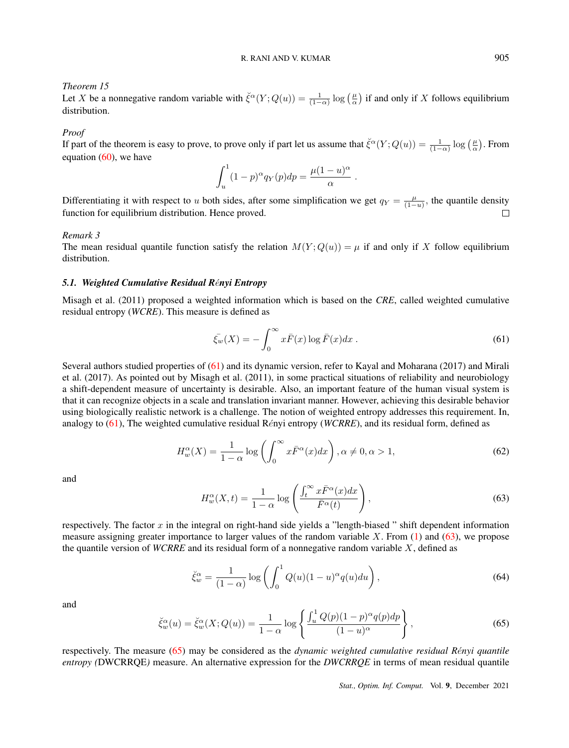*Theorem 15*
Let $X$ be a nonnegative random variable with $\breve{\xi}^{\alpha}(Y;Q(u)) = \frac{1}{(1-\alpha)}\log\left(\frac{\mu}{\alpha}\right)$ if and only if $X$ follows equilibrium distribution.

*Proof*
If part of the theorem is easy to prove, to prove only if part let us assume that $\breve{\xi}^{\alpha}(Y;Q(u)) = \frac{1}{(1-\alpha)}\log\left(\frac{\mu}{\alpha}\right)$. From equation (60), we have

$$\int_u^1 (1-p)^{\alpha} q_Y(p)dp = \frac{\mu(1-u)^{\alpha}}{\alpha} \; .$$

Differentiating it with respect to $u$ both sides, after some simplification we get $q_Y = \frac{\mu}{(1-u)}$, the quantile density function for equilibrium distribution. Hence proved. □

*Remark 3*
The mean residual quantile function satisfy the relation $M(Y;Q(u)) = \mu$ if and only if $X$ follow equilibrium distribution.

### *5.1. Weighted Cumulative Residual Rényi Entropy*

Misagh et al. (2011) proposed a weighted information which is based on the *CRE*, called weighted cumulative residual entropy (*WCRE*). This measure is defined as

$$\bar{\xi_w}(X) = -\int_0^{\infty} x\bar{F}(x)\log\bar{F}(x)dx \; . \tag{61}$$

Several authors studied properties of (61) and its dynamic version, refer to Kayal and Moharana (2017) and Mirali et al. (2017). As pointed out by Misagh et al. (2011), in some practical situations of reliability and neurobiology a shift-dependent measure of uncertainty is desirable. Also, an important feature of the human visual system is that it can recognize objects in a scale and translation invariant manner. However, achieving this desirable behavior using biologically realistic network is a challenge. The notion of weighted entropy addresses this requirement. In, analogy to (61), The weighted cumulative residual Rényi entropy (*WCRRE*), and its residual form, defined as

$$H_w^{\alpha}(X) = \frac{1}{1-\alpha}\log\left(\int_0^{\infty} x\bar{F}^{\alpha}(x)dx\right), \alpha \neq 0, \alpha > 1, \tag{62}$$

and

$$H_w^{\alpha}(X,t) = \frac{1}{1-\alpha}\log\left(\frac{\int_t^{\infty} x\bar{F}^{\alpha}(x)dx}{\bar{F}^{\alpha}(t)}\right), \tag{63}$$

respectively. The factor $x$ in the integral on right-hand side yields a "length-biased " shift dependent information measure assigning greater importance to larger values of the random variable $X$. From (1) and (63), we propose the quantile version of *WCRRE* and its residual form of a nonnegative random variable $X$, defined as

$$\breve{\xi}_w^{\alpha} = \frac{1}{(1-\alpha)}\log\left(\int_0^1 Q(u)(1-u)^{\alpha}q(u)du\right), \tag{64}$$

and

$$\breve{\xi}_w^{\alpha}(u) = \breve{\xi}_w^{\alpha}(X;Q(u)) = \frac{1}{1-\alpha}\log\left\{\frac{\int_u^1 Q(p)(1-p)^{\alpha}q(p)dp}{(1-u)^{\alpha}}\right\}, \tag{65}$$

respectively. The measure (65) may be considered as the *dynamic weighted cumulative residual Rényi quantile entropy (*DWCRRQE*)* measure. An alternative expression for the *DWCRRQE* in terms of mean residual quantile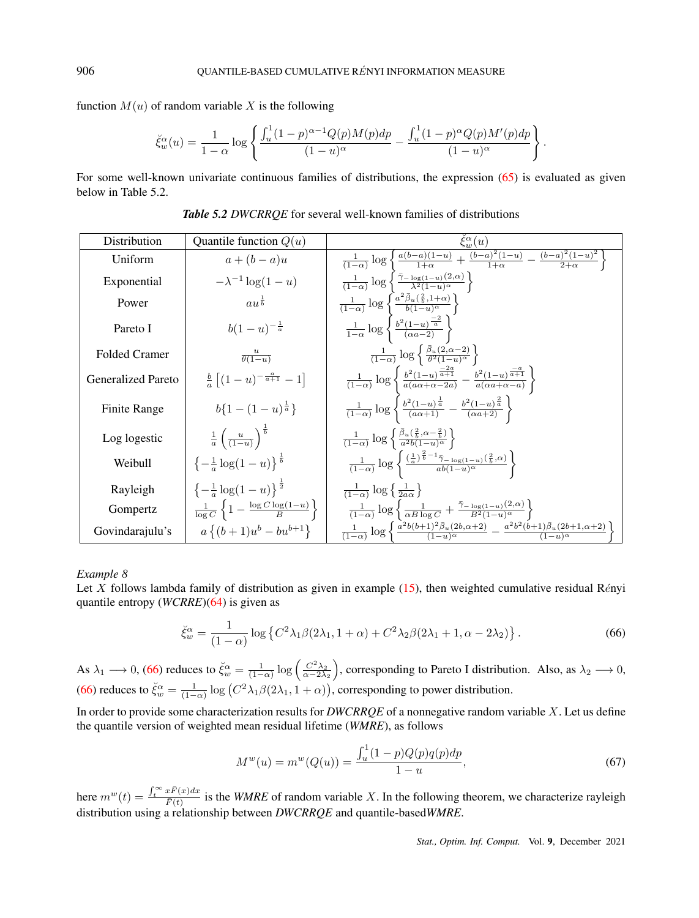function $M(u)$ of random variable $X$ is the following

$$\breve{\xi}_w^{\alpha}(u) = \frac{1}{1-\alpha}\log\left\{\frac{\int_u^1 (1-p)^{\alpha-1}Q(p)M(p)dp}{(1-u)^{\alpha}} - \frac{\int_u^1 (1-p)^{\alpha}Q(p)M'(p)dp}{(1-u)^{\alpha}}\right\}.$$

For some well-known univariate continuous families of distributions, the expression (65) is evaluated as given below in Table 5.2.

***Table 5.2*** *DWCRRQE* for several well-known families of distributions

| Distribution | Quantile function $Q(u)$ | $\breve{\xi}_w^{\alpha}(u)$ |
|---|---|---|
| Uniform | $a+(b-a)u$ | $\frac{1}{(1-\alpha)}\log\left\{\frac{a(b-a)(1-u)}{1+\alpha} + \frac{(b-a)^2(1-u)}{1+\alpha} - \frac{(b-a)^2(1-u)^2}{2+\alpha}\right\}$ |
| Exponential | $-\lambda^{-1}\log(1-u)$ | $\frac{1}{(1-\alpha)}\log\left\{\frac{\bar{\gamma}_{-\log(1-u)}(2,\alpha)}{\lambda^2(1-u)^{\alpha}}\right\}$ |
| Power | $au^{\frac{1}{b}}$ | $\frac{1}{(1-\alpha)}\log\left\{\frac{a^2\bar{\beta}_u(\frac{2}{b},1+\alpha)}{b(1-u)^{\alpha}}\right\}$ |
| Pareto I | $b(1-u)^{-\frac{1}{a}}$ | $\frac{1}{1-\alpha}\log\left\{\frac{b^2(1-u)^{\frac{-2}{a}}}{(\alpha a-2)}\right\}$ |
| Folded Cramer | $\frac{u}{\theta(1-u)}$ | $\frac{1}{(1-\alpha)}\log\left\{\frac{\bar{\beta}_u(2,\alpha-2)}{\theta^2(1-u)^{\alpha}}\right\}$ |
| Generalized Pareto | $\frac{b}{a}\left[(1-u)^{-\frac{a}{a+1}}-1\right]$ | $\frac{1}{(1-\alpha)}\log\left\{\frac{b^2(1-u)^{\frac{-2a}{a+1}}}{a(a\alpha+\alpha-2a)} - \frac{b^2(1-u)^{\frac{-a}{a+1}}}{a(\alpha a+\alpha-a)}\right\}$ |
| Finite Range | $b\{1-(1-u)^{\frac{1}{a}}\}$ | $\frac{1}{(1-\alpha)}\log\left\{\frac{b^2(1-u)^{\frac{1}{a}}}{(\alpha a+1)} - \frac{b^2(1-u)^{\frac{2}{a}}}{(\alpha a+2)}\right\}$ |
| Log logestic | $\frac{1}{a}\left(\frac{u}{(1-u)}\right)^{\frac{1}{b}}$ | $\frac{1}{(1-\alpha)}\log\left\{\frac{\bar{\beta}_u(\frac{2}{b},\alpha-\frac{2}{b})}{a^2b(1-u)^{\alpha}}\right\}$ |
| Weibull | $\left\{-\frac{1}{a}\log(1-u)\right\}^{\frac{1}{b}}$ | $\frac{1}{(1-\alpha)}\log\left\{\frac{(\frac{1}{a})^{\frac{2}{b}-1}\bar{\gamma}_{-\log(1-u)}(\frac{2}{b},\alpha)}{ab(1-u)^{\alpha}}\right\}$ |
| Rayleigh | $\left\{-\frac{1}{a}\log(1-u)\right\}^{\frac{1}{2}}$ | $\frac{1}{(1-\alpha)}\log\left\{\frac{1}{2a\alpha}\right\}$ |
| Gompertz | $\frac{1}{\log C}\left\{1-\frac{\log C\log(1-u)}{B}\right\}$ | $\frac{1}{(1-\alpha)}\log\left\{\frac{1}{\alpha B\log C} + \frac{\bar{\gamma}_{-\log(1-u)}(2,\alpha)}{B^2(1-u)^{\alpha}}\right\}$ |
| Govindarajulu's | $a\left\{(b+1)u^b - bu^{b+1}\right\}$ | $\frac{1}{(1-\alpha)}\log\left\{\frac{a^2b(b+1)^2\bar{\beta}_u(2b,\alpha+2)}{(1-u)^{\alpha}} - \frac{a^2b^2(b+1)\bar{\beta}_u(2b+1,\alpha+2)}{(1-u)^{\alpha}}\right\}$ |

*Example 8*
Let $X$ follows lambda family of distribution as given in example (15), then weighted cumulative residual Rényi quantile entropy (*WCRRE*)(64) is given as

$$\breve{\xi}_w^{\alpha} = \frac{1}{(1-\alpha)}\log\left\{C^2\lambda_1\beta(2\lambda_1,1+\alpha) + C^2\lambda_2\beta(2\lambda_1+1,\alpha-2\lambda_2)\right\}. \tag{66}$$

As $\lambda_1 \longrightarrow 0$, (66) reduces to $\breve{\xi}_w^{\alpha} = \frac{1}{(1-\alpha)}\log\left(\frac{C^2\lambda_2}{\alpha-2\lambda_2}\right)$, corresponding to Pareto I distribution. Also, as $\lambda_2 \longrightarrow 0$, (66) reduces to $\breve{\xi}_w^{\alpha} = \frac{1}{(1-\alpha)}\log\left(C^2\lambda_1\beta(2\lambda_1,1+\alpha)\right)$, corresponding to power distribution.

In order to provide some characterization results for *DWCRRQE* of a nonnegative random variable $X$. Let us define the quantile version of weighted mean residual lifetime (*WMRE*), as follows

$$M^w(u) = m^w(Q(u)) = \frac{\int_u^1 (1-p)Q(p)q(p)dp}{1-u}, \tag{67}$$

here $m^w(t) = \frac{\int_t^{\infty} x\bar{F}(x)dx}{\bar{F}(t)}$ is the *WMRE* of random variable $X$. In the following theorem, we characterize rayleigh distribution using a relationship between *DWCRRQE* and quantile-based*WMRE*.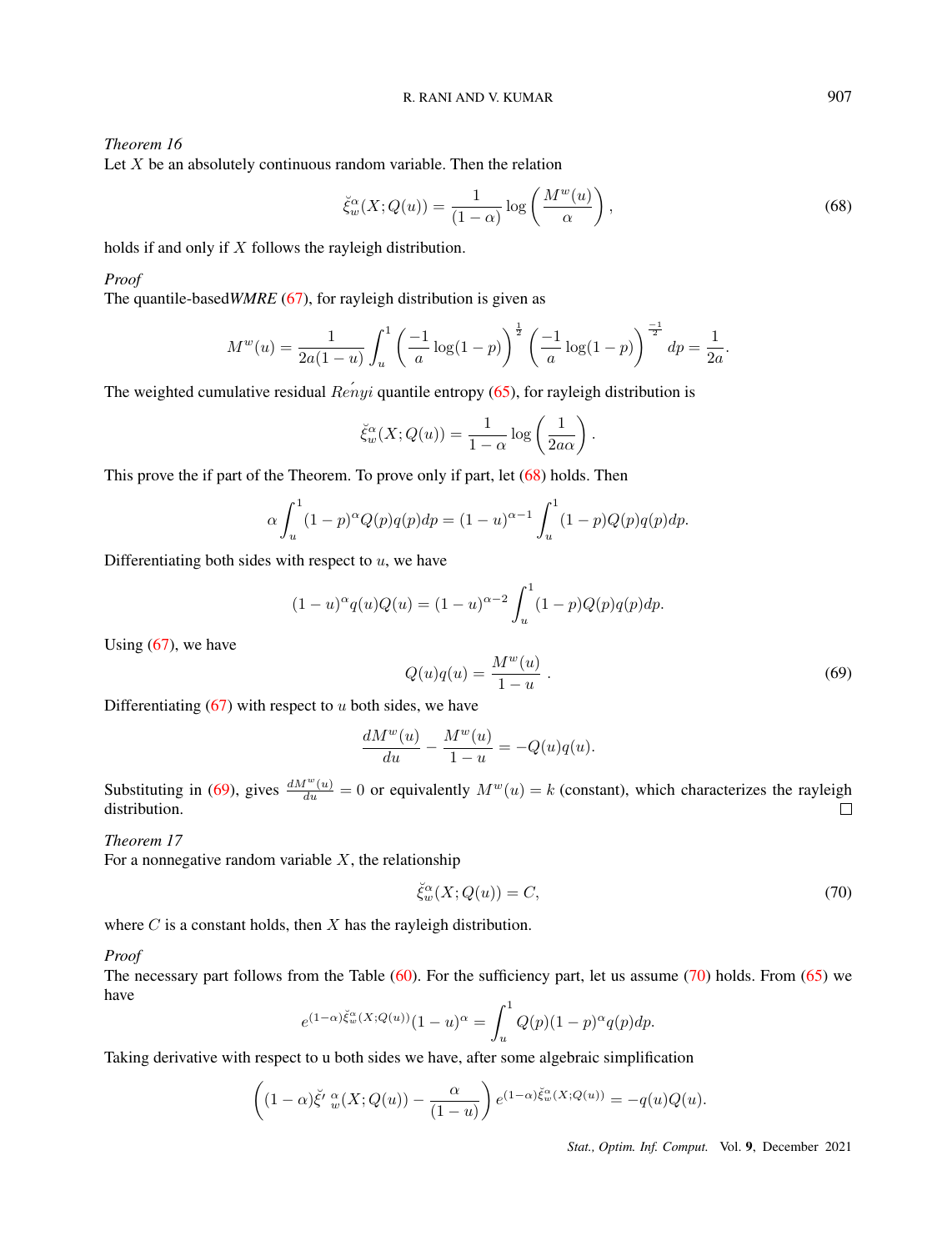*Theorem 16*
Let $X$ be an absolutely continuous random variable. Then the relation

$$\breve{\xi}_{w}^{\alpha}(X;Q(u))=\frac{1}{(1-\alpha)}\log\left(\frac{M^{w}(u)}{\alpha}\right), \tag{68}$$

holds if and only if $X$ follows the rayleigh distribution.

*Proof*
The quantile-based*WMRE* (67), for rayleigh distribution is given as

$$M^{w}(u)=\frac{1}{2a(1-u)}\int_{u}^{1}\left(\frac{-1}{a}\log(1-p)\right)^{\frac{1}{2}}\left(\frac{-1}{a}\log(1-p)\right)^{\frac{-1}{2}}dp=\frac{1}{2a}.$$

The weighted cumulative residual $R\acute{e}nyi$ quantile entropy (65), for rayleigh distribution is

$$\breve{\xi}_{w}^{\alpha}(X;Q(u))=\frac{1}{1-\alpha}\log\left(\frac{1}{2a\alpha}\right).$$

This prove the if part of the Theorem. To prove only if part, let (68) holds. Then

$$\alpha\int_{u}^{1}(1-p)^{\alpha}Q(p)q(p)dp=(1-u)^{\alpha-1}\int_{u}^{1}(1-p)Q(p)q(p)dp.$$

Differentiating both sides with respect to $u$, we have

$$(1-u)^{\alpha}q(u)Q(u)=(1-u)^{\alpha-2}\int_{u}^{1}(1-p)Q(p)q(p)dp.$$

Using (67), we have

$$Q(u)q(u)=\frac{M^{w}(u)}{1-u}\ . \tag{69}$$

Differentiating (67) with respect to $u$ both sides, we have

$$\frac{dM^{w}(u)}{du}-\frac{M^{w}(u)}{1-u}=-Q(u)q(u).$$

Substituting in (69), gives $\frac{dM^{w}(u)}{du}=0$ or equivalently $M^{w}(u)=k$ (constant), which characterizes the rayleigh distribution. □

*Theorem 17*
For a nonnegative random variable $X$, the relationship

$$\breve{\xi}_{w}^{\alpha}(X;Q(u))=C, \tag{70}$$

where $C$ is a constant holds, then $X$ has the rayleigh distribution.

*Proof*
The necessary part follows from the Table (60). For the sufficiency part, let us assume (70) holds. From (65) we have

$$e^{(1-\alpha)\breve{\xi}_{w}^{\alpha}(X;Q(u))}(1-u)^{\alpha}=\int_{u}^{1}Q(p)(1-p)^{\alpha}q(p)dp.$$

Taking derivative with respect to u both sides we have, after some algebraic simplification

$$\left((1-\alpha)\breve{\xi}'^{\,\alpha}_{w}(X;Q(u))-\frac{\alpha}{(1-u)}\right)e^{(1-\alpha)\breve{\xi}_{w}^{\alpha}(X;Q(u))}=-q(u)Q(u).$$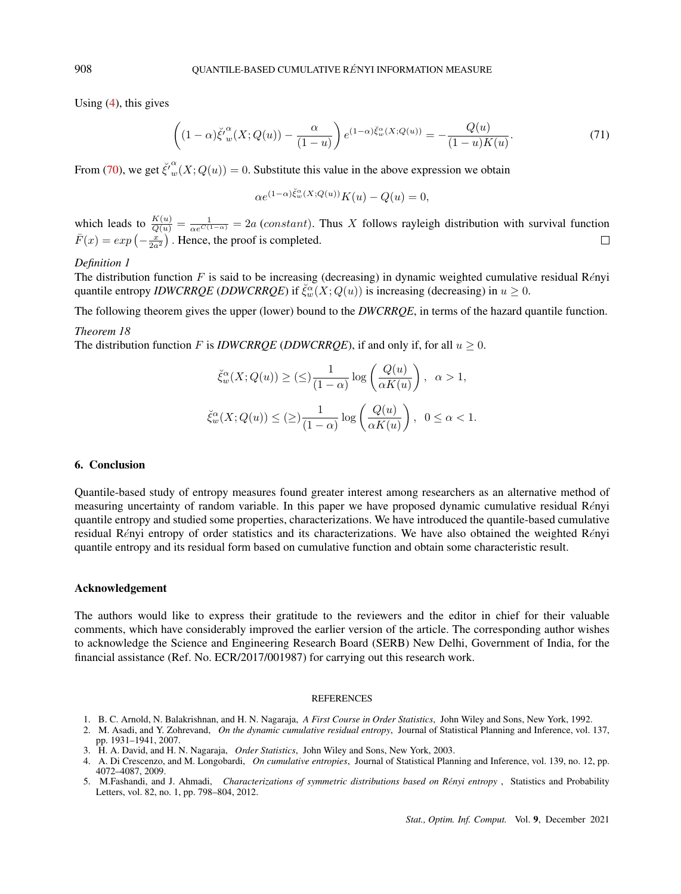Using (4), this gives

$$\left((1-\alpha)\breve{\xi}'^{\alpha}_{w}(X;Q(u)) - \frac{\alpha}{(1-u)}\right) e^{(1-\alpha)\breve{\xi}^{\alpha}_{w}(X;Q(u))} = -\frac{Q(u)}{(1-u)K(u)}. \tag{71}$$

From (70), we get $\breve{\xi}'^{\alpha}_{w}(X;Q(u)) = 0$. Substitute this value in the above expression we obtain

$$\alpha e^{(1-\alpha)\breve{\xi}^{\alpha}_{w}(X;Q(u))} K(u) - Q(u) = 0,$$

which leads to $\frac{K(u)}{Q(u)} = \frac{1}{\alpha e^{C(1-\alpha)}} = 2a\ (constant)$. Thus $X$ follows rayleigh distribution with survival function $\bar{F}(x) = exp\left(-\frac{x}{2a^2}\right)$. Hence, the proof is completed. □

*Definition 1*
The distribution function $F$ is said to be increasing (decreasing) in dynamic weighted cumulative residual Rényi quantile entropy *IDWCRRQE* (*DDWCRRQE*) if $\breve{\xi}^{\alpha}_{w}(X;Q(u))$ is increasing (decreasing) in $u \geq 0$.

The following theorem gives the upper (lower) bound to the *DWCRRQE*, in terms of the hazard quantile function.

*Theorem 18*
The distribution function $F$ is *IDWCRRQE* (*DDWCRRQE*), if and only if, for all $u \geq 0$.

$$\breve{\xi}^{\alpha}_{w}(X;Q(u)) \geq (\leq) \frac{1}{(1-\alpha)} \log\left(\frac{Q(u)}{\alpha K(u)}\right), \quad \alpha > 1,$$

$$\breve{\xi}^{\alpha}_{w}(X;Q(u)) \leq (\geq) \frac{1}{(1-\alpha)} \log\left(\frac{Q(u)}{\alpha K(u)}\right), \quad 0 \leq \alpha < 1.$$

## 6. Conclusion

Quantile-based study of entropy measures found greater interest among researchers as an alternative method of measuring uncertainty of random variable. In this paper we have proposed dynamic cumulative residual Rényi quantile entropy and studied some properties, characterizations. We have introduced the quantile-based cumulative residual Rényi entropy of order statistics and its characterizations. We have also obtained the weighted Rényi quantile entropy and its residual form based on cumulative function and obtain some characteristic result.

## Acknowledgement

The authors would like to express their gratitude to the reviewers and the editor in chief for their valuable comments, which have considerably improved the earlier version of the article. The corresponding author wishes to acknowledge the Science and Engineering Research Board (SERB) New Delhi, Government of India, for the financial assistance (Ref. No. ECR/2017/001987) for carrying out this research work.

## REFERENCES

1. B. C. Arnold, N. Balakrishnan, and H. N. Nagaraja, *A First Course in Order Statistics*, John Wiley and Sons, New York, 1992.
2. M. Asadi, and Y. Zohrevand, *On the dynamic cumulative residual entropy*, Journal of Statistical Planning and Inference, vol. 137, pp. 1931–1941, 2007.
3. H. A. David, and H. N. Nagaraja, *Order Statistics*, John Wiley and Sons, New York, 2003.
4. A. Di Crescenzo, and M. Longobardi, *On cumulative entropies*, Journal of Statistical Planning and Inference, vol. 139, no. 12, pp. 4072–4087, 2009.
5. M.Fashandi, and J. Ahmadi, *Characterizations of symmetric distributions based on Rényi entropy*, Statistics and Probability Letters, vol. 82, no. 1, pp. 798–804, 2012.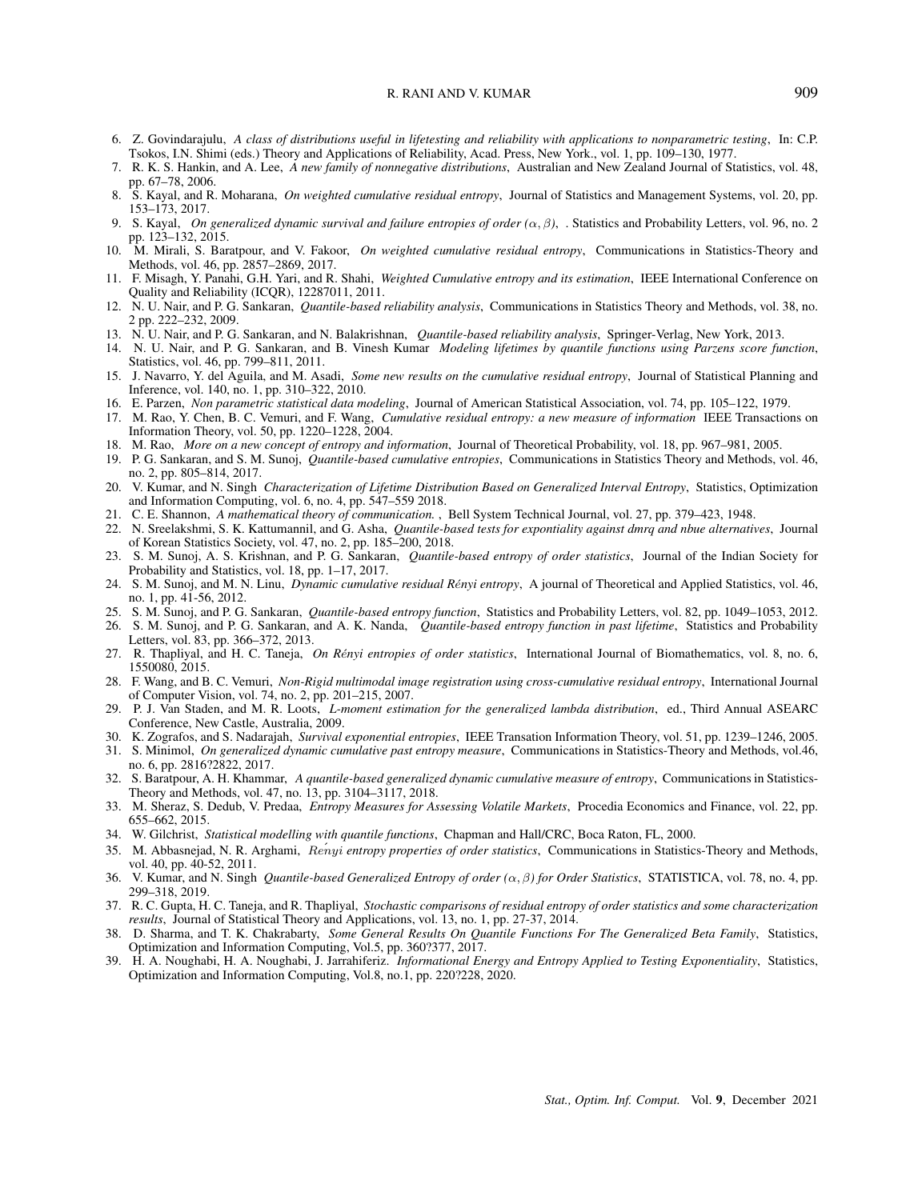6. Z. Govindarajulu, *A class of distributions useful in lifetesting and reliability with applications to nonparametric testing*, In: C.P. Tsokos, I.N. Shimi (eds.) Theory and Applications of Reliability, Acad. Press, New York., vol. 1, pp. 109–130, 1977.
7. R. K. S. Hankin, and A. Lee, *A new family of nonnegative distributions*, Australian and New Zealand Journal of Statistics, vol. 48, pp. 67–78, 2006.
8. S. Kayal, and R. Moharana, *On weighted cumulative residual entropy*, Journal of Statistics and Management Systems, vol. 20, pp. 153–173, 2017.
9. S. Kayal, *On generalized dynamic survival and failure entropies of order $(\alpha, \beta)$*, . Statistics and Probability Letters, vol. 96, no. 2 pp. 123–132, 2015.
10. M. Mirali, S. Baratpour, and V. Fakoor, *On weighted cumulative residual entropy*, Communications in Statistics-Theory and Methods, vol. 46, pp. 2857–2869, 2017.
11. F. Misagh, Y. Panahi, G.H. Yari, and R. Shahi, *Weighted Cumulative entropy and its estimation*, IEEE International Conference on Quality and Reliability (ICQR), 12287011, 2011.
12. N. U. Nair, and P. G. Sankaran, *Quantile-based reliability analysis*, Communications in Statistics Theory and Methods, vol. 38, no. 2 pp. 222–232, 2009.
13. N. U. Nair, and P. G. Sankaran, and N. Balakrishnan, *Quantile-based reliability analysis*, Springer-Verlag, New York, 2013.
14. N. U. Nair, and P. G. Sankaran, and B. Vinesh Kumar *Modeling lifetimes by quantile functions using Parzens score function*, Statistics, vol. 46, pp. 799–811, 2011.
15. J. Navarro, Y. del Aguila, and M. Asadi, *Some new results on the cumulative residual entropy*, Journal of Statistical Planning and Inference, vol. 140, no. 1, pp. 310–322, 2010.
16. E. Parzen, *Non parametric statistical data modeling*, Journal of American Statistical Association, vol. 74, pp. 105–122, 1979.
17. M. Rao, Y. Chen, B. C. Vemuri, and F. Wang, *Cumulative residual entropy: a new measure of information* IEEE Transactions on Information Theory, vol. 50, pp. 1220–1228, 2004.
18. M. Rao, *More on a new concept of entropy and information*, Journal of Theoretical Probability, vol. 18, pp. 967–981, 2005.
19. P. G. Sankaran, and S. M. Sunoj, *Quantile-based cumulative entropies*, Communications in Statistics Theory and Methods, vol. 46, no. 2, pp. 805–814, 2017.
20. V. Kumar, and N. Singh *Characterization of Lifetime Distribution Based on Generalized Interval Entropy*, Statistics, Optimization and Information Computing, vol. 6, no. 4, pp. 547–559 2018.
21. C. E. Shannon, *A mathematical theory of communication.* , Bell System Technical Journal, vol. 27, pp. 379–423, 1948.
22. N. Sreelakshmi, S. K. Kattumannil, and G. Asha, *Quantile-based tests for expontiality against dmrq and nbue alternatives*, Journal of Korean Statistics Society, vol. 47, no. 2, pp. 185–200, 2018.
23. S. M. Sunoj, A. S. Krishnan, and P. G. Sankaran, *Quantile-based entropy of order statistics*, Journal of the Indian Society for Probability and Statistics, vol. 18, pp. 1–17, 2017.
24. S. M. Sunoj, and M. N. Linu, *Dynamic cumulative residual Rényi entropy*, A journal of Theoretical and Applied Statistics, vol. 46, no. 1, pp. 41-56, 2012.
25. S. M. Sunoj, and P. G. Sankaran, *Quantile-based entropy function*, Statistics and Probability Letters, vol. 82, pp. 1049–1053, 2012.
26. S. M. Sunoj, and P. G. Sankaran, and A. K. Nanda, *Quantile-based entropy function in past lifetime*, Statistics and Probability Letters, vol. 83, pp. 366–372, 2013.
27. R. Thapliyal, and H. C. Taneja, *On Rényi entropies of order statistics*, International Journal of Biomathematics, vol. 8, no. 6, 1550080, 2015.
28. F. Wang, and B. C. Vemuri, *Non-Rigid multimodal image registration using cross-cumulative residual entropy*, International Journal of Computer Vision, vol. 74, no. 2, pp. 201–215, 2007.
29. P. J. Van Staden, and M. R. Loots, *L-moment estimation for the generalized lambda distribution*, ed., Third Annual ASEARC Conference, New Castle, Australia, 2009.
30. K. Zografos, and S. Nadarajah, *Survival exponential entropies*, IEEE Transation Information Theory, vol. 51, pp. 1239–1246, 2005.
31. S. Minimol, *On generalized dynamic cumulative past entropy measure*, Communications in Statistics-Theory and Methods, vol.46, no. 6, pp. 2816?2822, 2017.
32. S. Baratpour, A. H. Khammar, *A quantile-based generalized dynamic cumulative measure of entropy*, Communications in Statistics-Theory and Methods, vol. 47, no. 13, pp. 3104–3117, 2018.
33. M. Sheraz, S. Dedub, V. Predaa, *Entropy Measures for Assessing Volatile Markets*, Procedia Economics and Finance, vol. 22, pp. 655–662, 2015.
34. W. Gilchrist, *Statistical modelling with quantile functions*, Chapman and Hall/CRC, Boca Raton, FL, 2000.
35. M. Abbasnejad, N. R. Arghami, *Rényi entropy properties of order statistics*, Communications in Statistics-Theory and Methods, vol. 40, pp. 40-52, 2011.
36. V. Kumar, and N. Singh *Quantile-based Generalized Entropy of order $(\alpha, \beta)$ for Order Statistics*, STATISTICA, vol. 78, no. 4, pp. 299–318, 2019.
37. R. C. Gupta, H. C. Taneja, and R. Thapliyal, *Stochastic comparisons of residual entropy of order statistics and some characterization results*, Journal of Statistical Theory and Applications, vol. 13, no. 1, pp. 27-37, 2014.
38. D. Sharma, and T. K. Chakrabarty, *Some General Results On Quantile Functions For The Generalized Beta Family*, Statistics, Optimization and Information Computing, Vol.5, pp. 360?377, 2017.
39. H. A. Noughabi, H. A. Noughabi, J. Jarrahiferiz. *Informational Energy and Entropy Applied to Testing Exponentiality*, Statistics, Optimization and Information Computing, Vol.8, no.1, pp. 220?228, 2020.